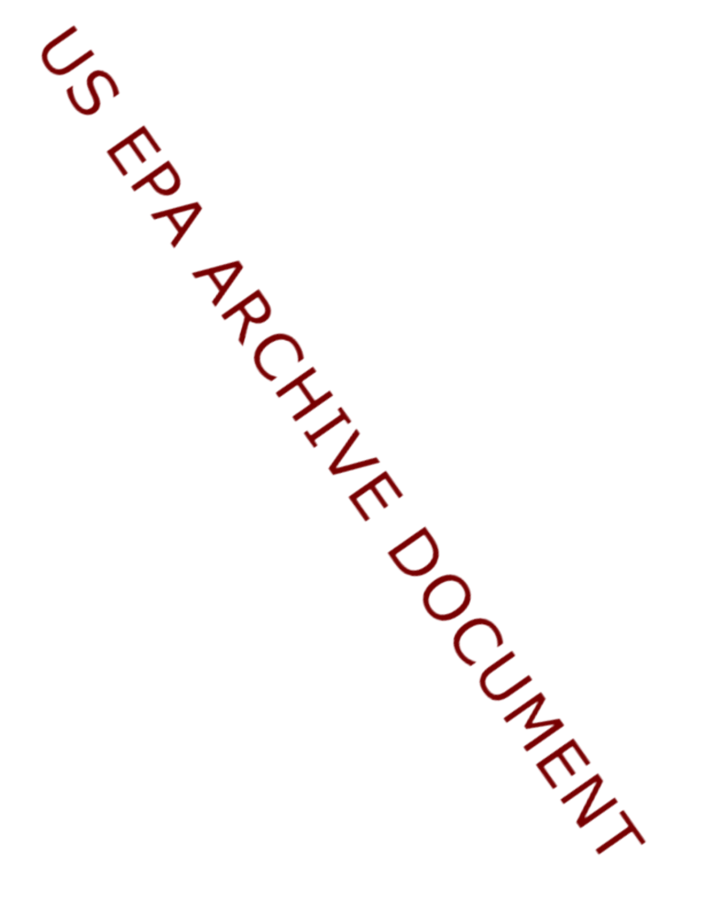US EPA ARCHIVE DOCUMENT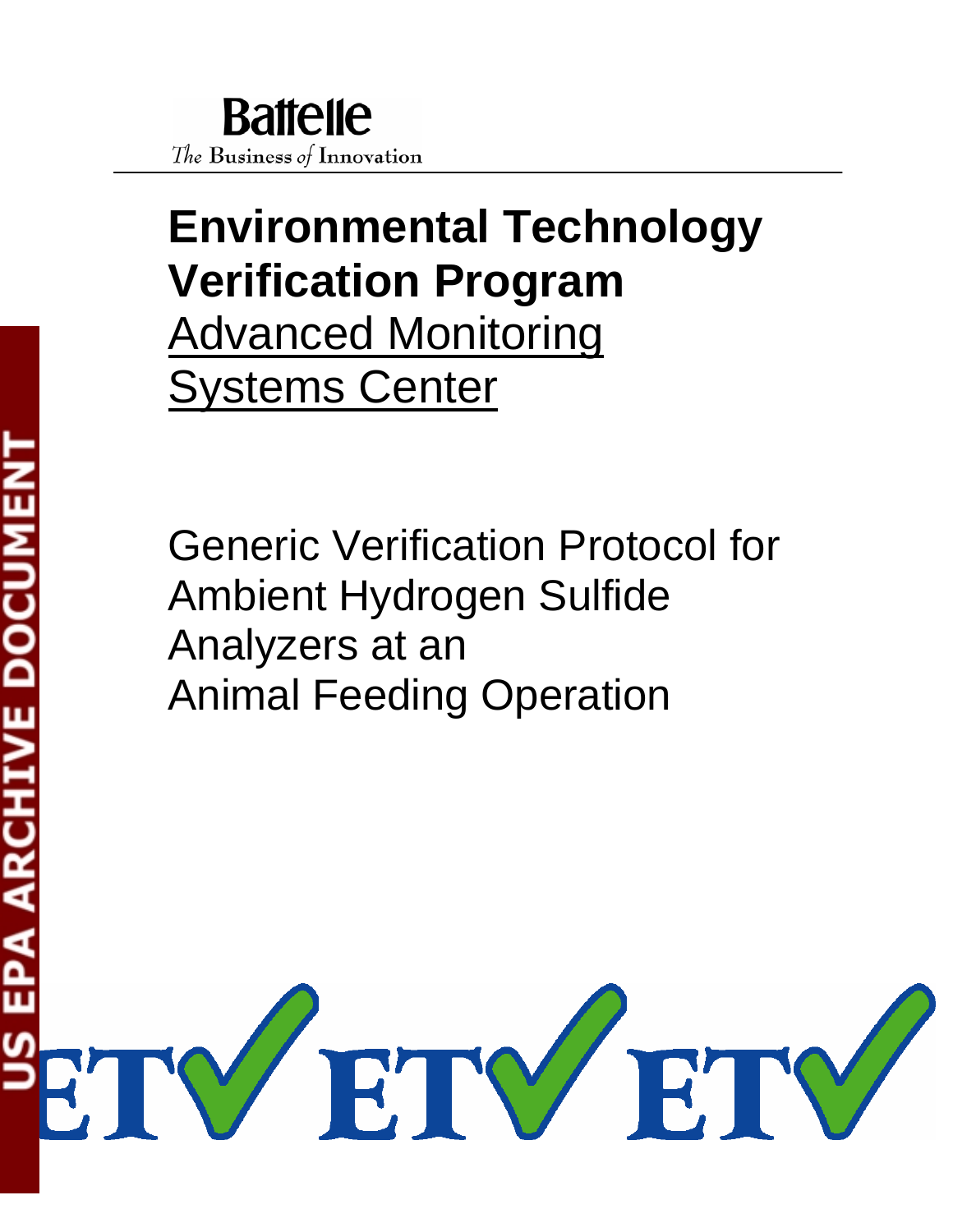Battelle

*The* Business *of* Innovation

# Environmental Technology Verification Program

Advanced Monitoring Systems Center

Generic Verification Protocol for Ambient Hydrogen Sulfide Analyzers at an Animal Feeding Operation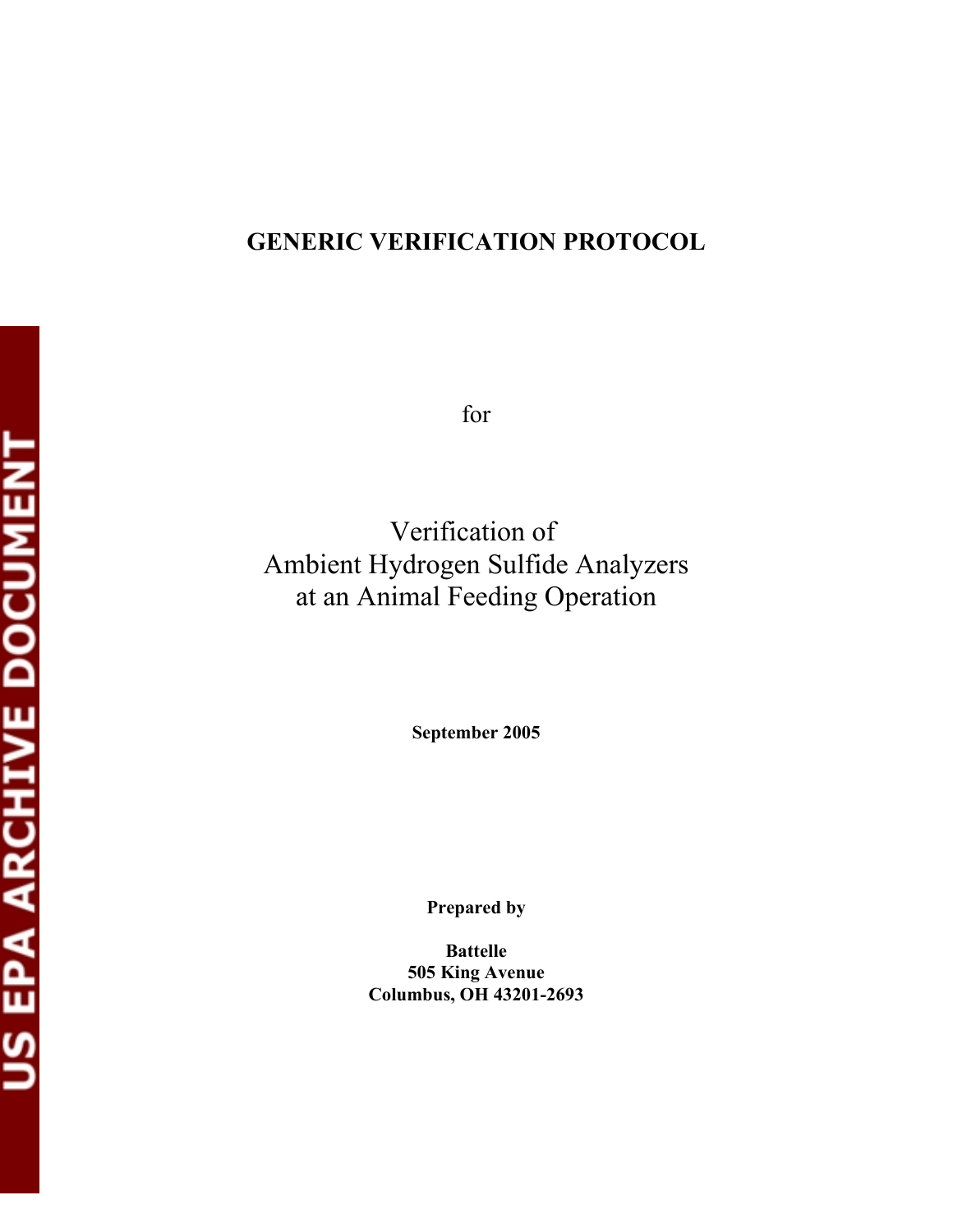# GENERIC VERIFICATION PROTOCOL

for

Verification of
Ambient Hydrogen Sulfide Analyzers
at an Animal Feeding Operation

**September 2005**

**Prepared by**

**Battelle**
**505 King Avenue**
**Columbus, OH 43201-2693**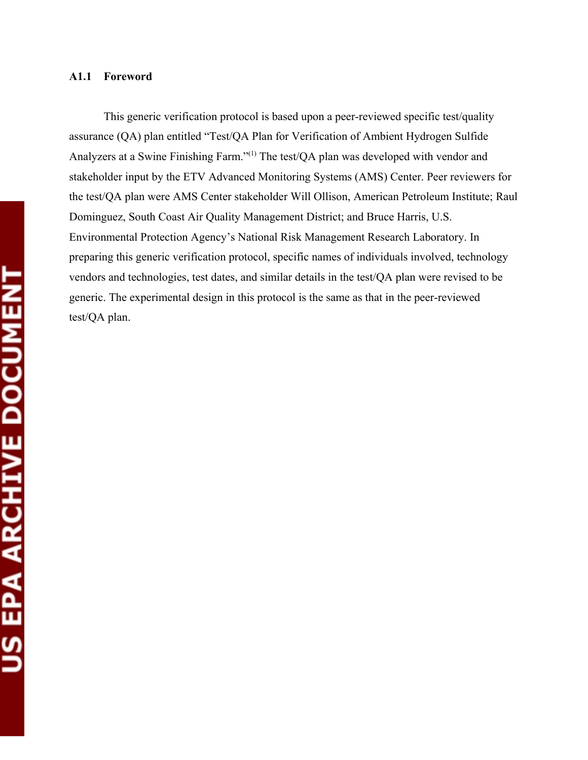### A1.1 Foreword

This generic verification protocol is based upon a peer-reviewed specific test/quality assurance (QA) plan entitled "Test/QA Plan for Verification of Ambient Hydrogen Sulfide Analyzers at a Swine Finishing Farm."[1] The test/QA plan was developed with vendor and stakeholder input by the ETV Advanced Monitoring Systems (AMS) Center. Peer reviewers for the test/QA plan were AMS Center stakeholder Will Ollison, American Petroleum Institute; Raul Dominguez, South Coast Air Quality Management District; and Bruce Harris, U.S. Environmental Protection Agency's National Risk Management Research Laboratory. In preparing this generic verification protocol, specific names of individuals involved, technology vendors and technologies, test dates, and similar details in the test/QA plan were revised to be generic. The experimental design in this protocol is the same as that in the peer-reviewed test/QA plan.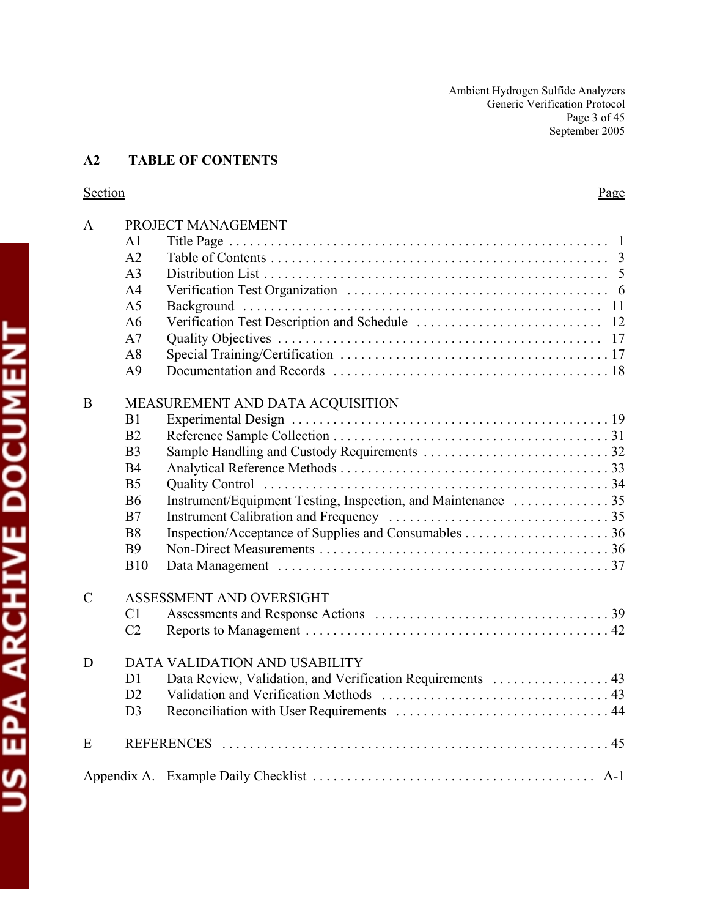## A2 TABLE OF CONTENTS

| Section | | Page |
|---|---|---|
| **A** | **PROJECT MANAGEMENT** | |
| A1 | Title Page | 1 |
| A2 | Table of Contents | 3 |
| A3 | Distribution List | 5 |
| A4 | Verification Test Organization | 6 |
| A5 | Background | 11 |
| A6 | Verification Test Description and Schedule | 12 |
| A7 | Quality Objectives | 17 |
| A8 | Special Training/Certification | 17 |
| A9 | Documentation and Records | 18 |
| **B** | **MEASUREMENT AND DATA ACQUISITION** | |
| B1 | Experimental Design | 19 |
| B2 | Reference Sample Collection | 31 |
| B3 | Sample Handling and Custody Requirements | 32 |
| B4 | Analytical Reference Methods | 33 |
| B5 | Quality Control | 34 |
| B6 | Instrument/Equipment Testing, Inspection, and Maintenance | 35 |
| B7 | Instrument Calibration and Frequency | 35 |
| B8 | Inspection/Acceptance of Supplies and Consumables | 36 |
| B9 | Non-Direct Measurements | 36 |
| B10 | Data Management | 37 |
| **C** | **ASSESSMENT AND OVERSIGHT** | |
| C1 | Assessments and Response Actions | 39 |
| C2 | Reports to Management | 42 |
| **D** | **DATA VALIDATION AND USABILITY** | |
| D1 | Data Review, Validation, and Verification Requirements | 43 |
| D2 | Validation and Verification Methods | 43 |
| D3 | Reconciliation with User Requirements | 44 |
| **E** | **REFERENCES** | 45 |
| Appendix A. | Example Daily Checklist | A-1 |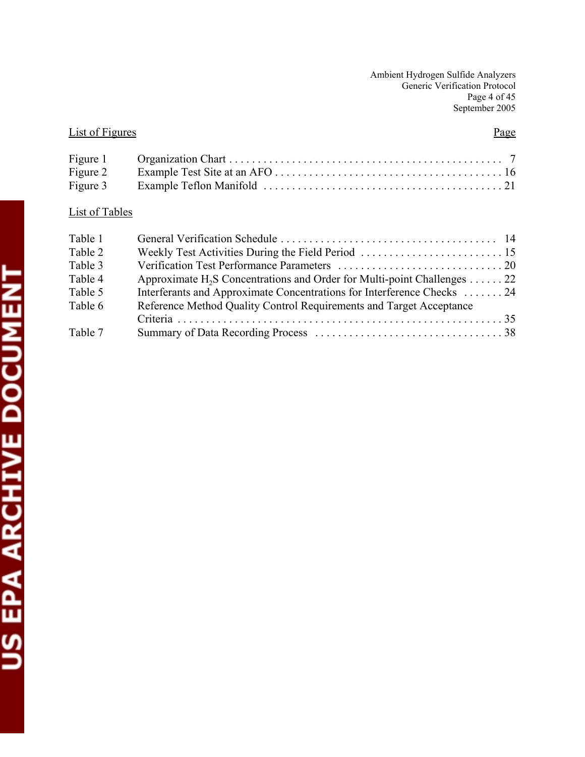List of Figures | Page
---|---

| | | Page |
|---|---|---|
| Figure 1 | Organization Chart | 7 |
| Figure 2 | Example Test Site at an AFO | 16 |
| Figure 3 | Example Teflon Manifold | 21 |

List of Tables

| | | |
|---|---|---|
| Table 1 | General Verification Schedule | 14 |
| Table 2 | Weekly Test Activities During the Field Period | 15 |
| Table 3 | Verification Test Performance Parameters | 20 |
| Table 4 | Approximate $H_2S$ Concentrations and Order for Multi-point Challenges | 22 |
| Table 5 | Interferants and Approximate Concentrations for Interference Checks | 24 |
| Table 6 | Reference Method Quality Control Requirements and Target Acceptance Criteria | 35 |
| Table 7 | Summary of Data Recording Process | 38 |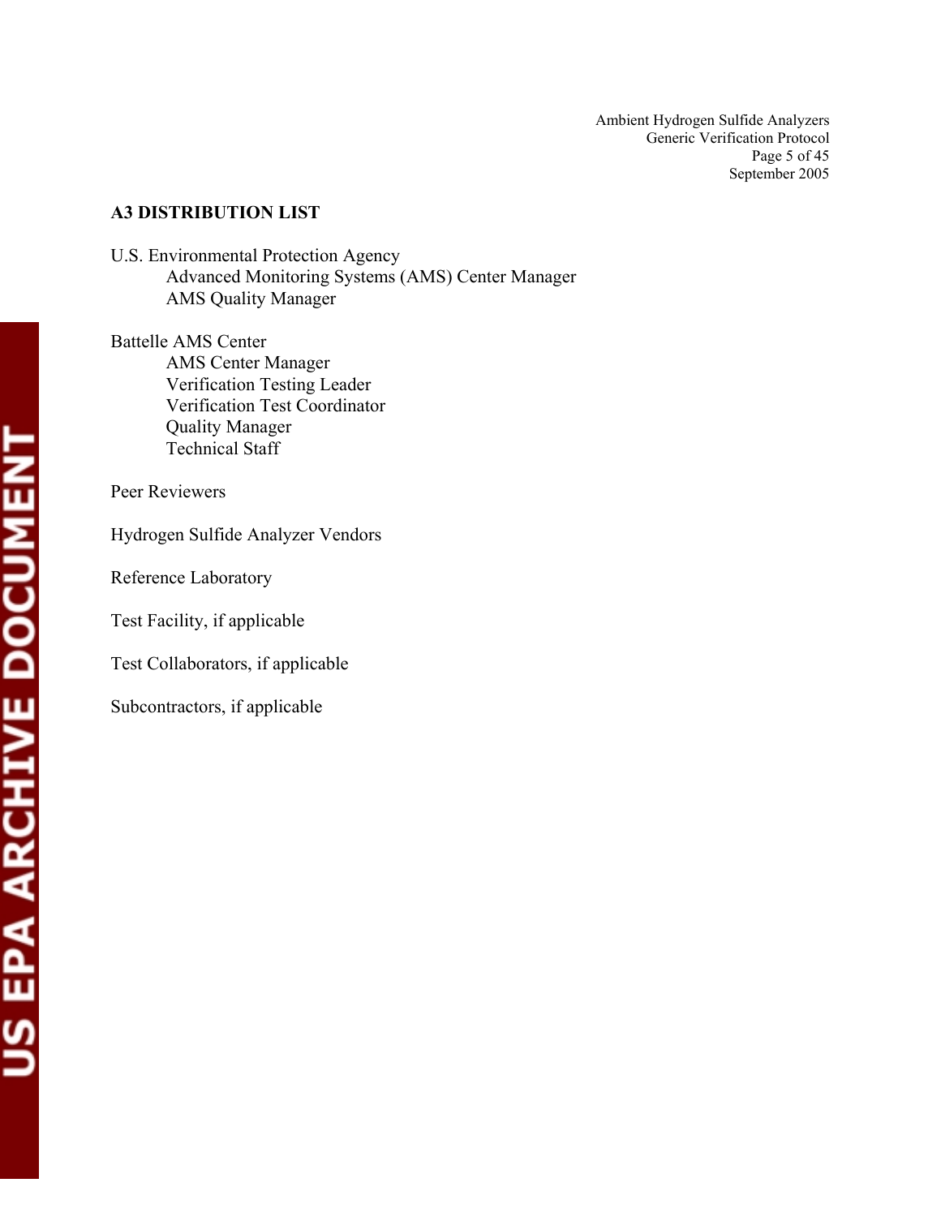## A3 DISTRIBUTION LIST

U.S. Environmental Protection Agency
- Advanced Monitoring Systems (AMS) Center Manager
- AMS Quality Manager

Battelle AMS Center
- AMS Center Manager
- Verification Testing Leader
- Verification Test Coordinator
- Quality Manager
- Technical Staff

Peer Reviewers

Hydrogen Sulfide Analyzer Vendors

Reference Laboratory

Test Facility, if applicable

Test Collaborators, if applicable

Subcontractors, if applicable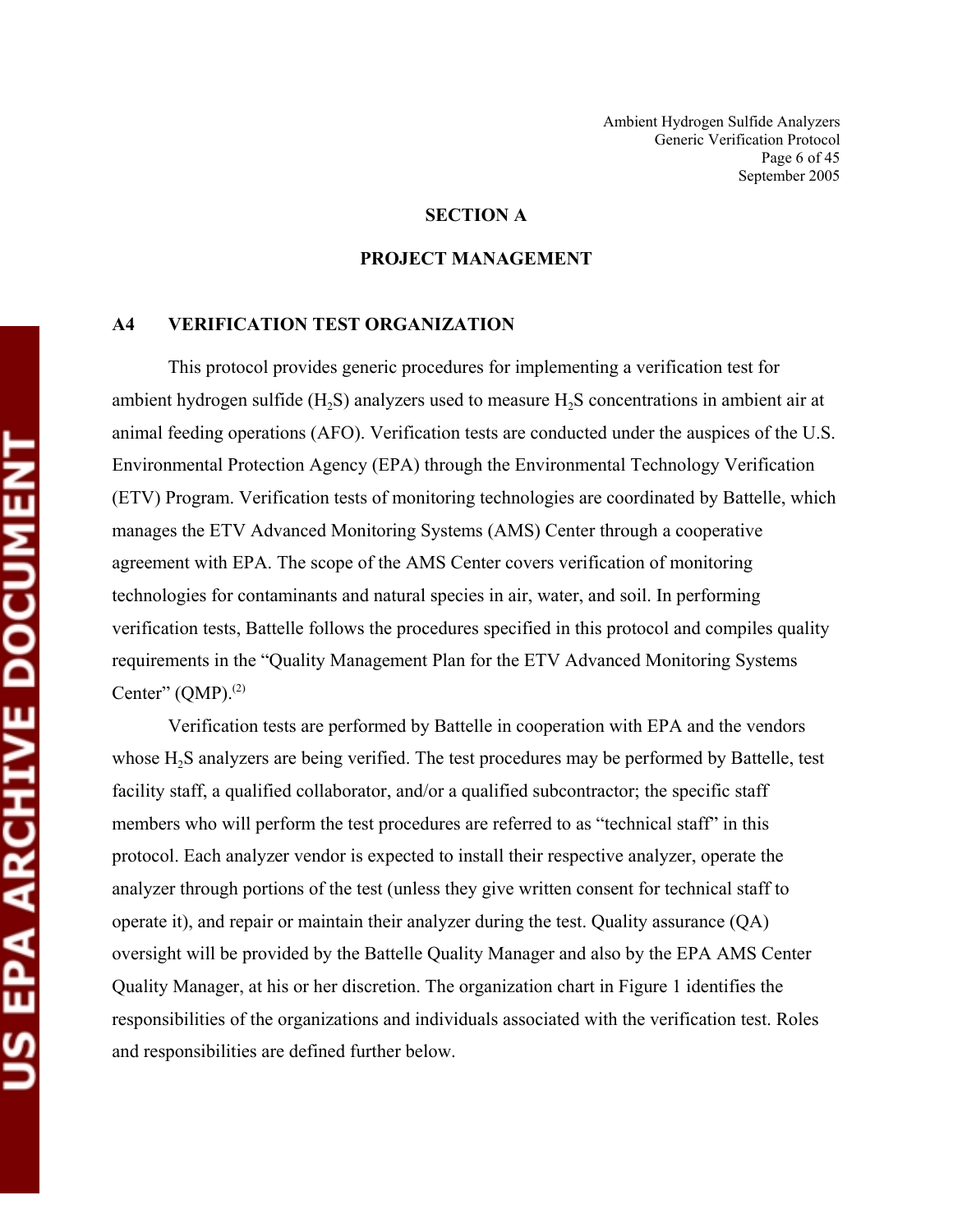## SECTION A

## PROJECT MANAGEMENT

### A4 VERIFICATION TEST ORGANIZATION

This protocol provides generic procedures for implementing a verification test for ambient hydrogen sulfide ($H_2S$) analyzers used to measure $H_2S$ concentrations in ambient air at animal feeding operations (AFO). Verification tests are conducted under the auspices of the U.S. Environmental Protection Agency (EPA) through the Environmental Technology Verification (ETV) Program. Verification tests of monitoring technologies are coordinated by Battelle, which manages the ETV Advanced Monitoring Systems (AMS) Center through a cooperative agreement with EPA. The scope of the AMS Center covers verification of monitoring technologies for contaminants and natural species in air, water, and soil. In performing verification tests, Battelle follows the procedures specified in this protocol and compiles quality requirements in the "Quality Management Plan for the ETV Advanced Monitoring Systems Center" (QMP).[2]

Verification tests are performed by Battelle in cooperation with EPA and the vendors whose $H_2S$ analyzers are being verified. The test procedures may be performed by Battelle, test facility staff, a qualified collaborator, and/or a qualified subcontractor; the specific staff members who will perform the test procedures are referred to as "technical staff" in this protocol. Each analyzer vendor is expected to install their respective analyzer, operate the analyzer through portions of the test (unless they give written consent for technical staff to operate it), and repair or maintain their analyzer during the test. Quality assurance (QA) oversight will be provided by the Battelle Quality Manager and also by the EPA AMS Center Quality Manager, at his or her discretion. The organization chart in Figure 1 identifies the responsibilities of the organizations and individuals associated with the verification test. Roles and responsibilities are defined further below.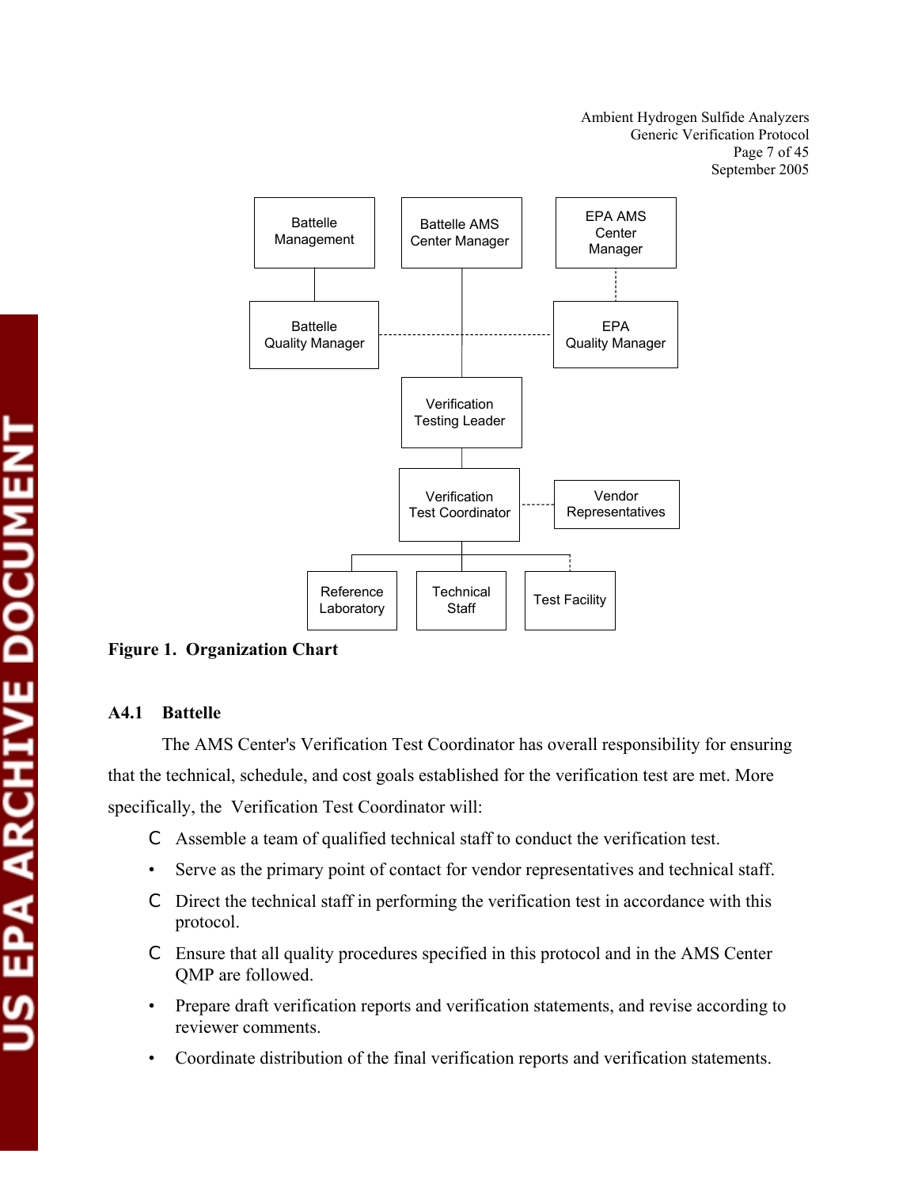Figure 1. Organization Chart

### A4.1 Battelle

The AMS Center's Verification Test Coordinator has overall responsibility for ensuring that the technical, schedule, and cost goals established for the verification test are met. More specifically, the Verification Test Coordinator will:

- Assemble a team of qualified technical staff to conduct the verification test.
- Serve as the primary point of contact for vendor representatives and technical staff.
- Direct the technical staff in performing the verification test in accordance with this protocol.
- Ensure that all quality procedures specified in this protocol and in the AMS Center QMP are followed.
- Prepare draft verification reports and verification statements, and revise according to reviewer comments.
- Coordinate distribution of the final verification reports and verification statements.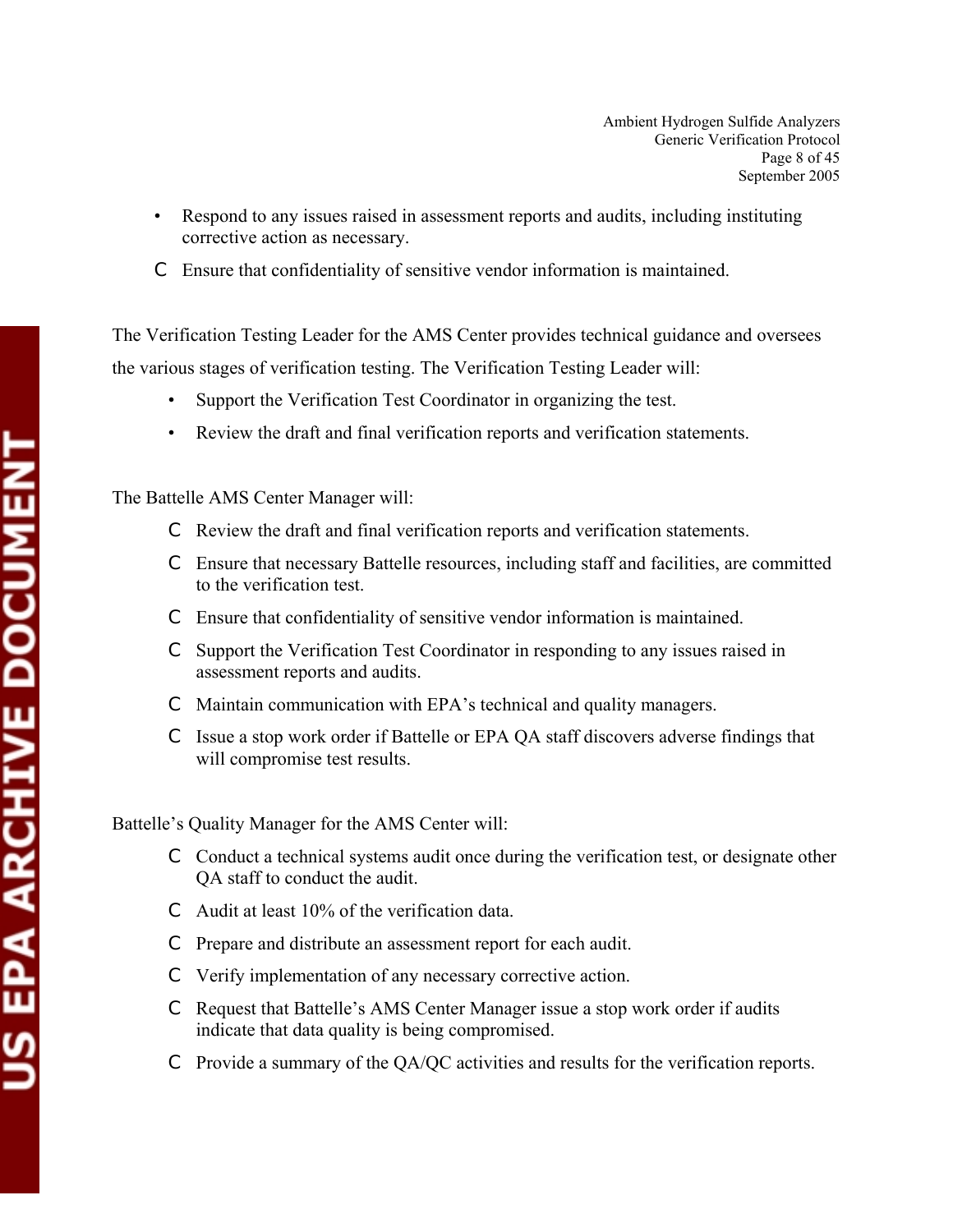- Respond to any issues raised in assessment reports and audits, including instituting corrective action as necessary.
- Ensure that confidentiality of sensitive vendor information is maintained.

The Verification Testing Leader for the AMS Center provides technical guidance and oversees the various stages of verification testing. The Verification Testing Leader will:

- Support the Verification Test Coordinator in organizing the test.
- Review the draft and final verification reports and verification statements.

The Battelle AMS Center Manager will:

- Review the draft and final verification reports and verification statements.
- Ensure that necessary Battelle resources, including staff and facilities, are committed to the verification test.
- Ensure that confidentiality of sensitive vendor information is maintained.
- Support the Verification Test Coordinator in responding to any issues raised in assessment reports and audits.
- Maintain communication with EPA's technical and quality managers.
- Issue a stop work order if Battelle or EPA QA staff discovers adverse findings that will compromise test results.

Battelle's Quality Manager for the AMS Center will:

- Conduct a technical systems audit once during the verification test, or designate other QA staff to conduct the audit.
- Audit at least 10% of the verification data.
- Prepare and distribute an assessment report for each audit.
- Verify implementation of any necessary corrective action.
- Request that Battelle's AMS Center Manager issue a stop work order if audits indicate that data quality is being compromised.
- Provide a summary of the QA/QC activities and results for the verification reports.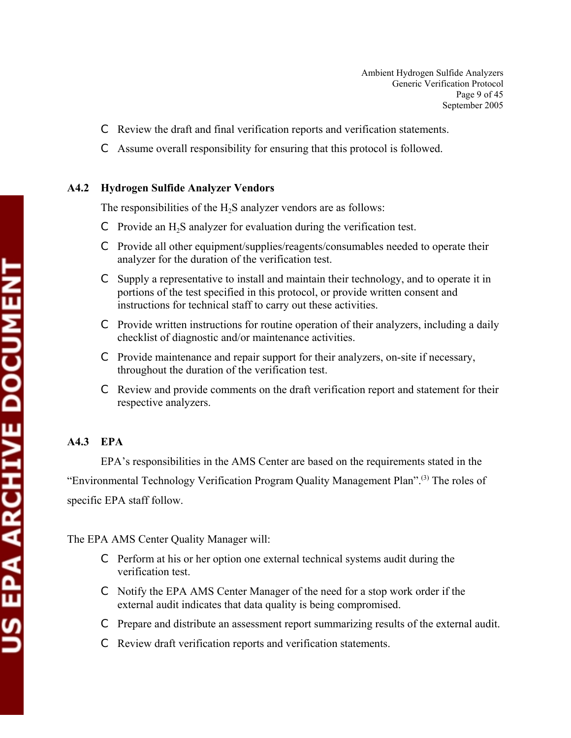- Review the draft and final verification reports and verification statements.
- Assume overall responsibility for ensuring that this protocol is followed.

### A4.2 Hydrogen Sulfide Analyzer Vendors

The responsibilities of the $H_2S$ analyzer vendors are as follows:

- Provide an $H_2S$ analyzer for evaluation during the verification test.
- Provide all other equipment/supplies/reagents/consumables needed to operate their analyzer for the duration of the verification test.
- Supply a representative to install and maintain their technology, and to operate it in portions of the test specified in this protocol, or provide written consent and instructions for technical staff to carry out these activities.
- Provide written instructions for routine operation of their analyzers, including a daily checklist of diagnostic and/or maintenance activities.
- Provide maintenance and repair support for their analyzers, on-site if necessary, throughout the duration of the verification test.
- Review and provide comments on the draft verification report and statement for their respective analyzers.

### A4.3 EPA

EPA's responsibilities in the AMS Center are based on the requirements stated in the "Environmental Technology Verification Program Quality Management Plan".[3] The roles of specific EPA staff follow.

The EPA AMS Center Quality Manager will:

- Perform at his or her option one external technical systems audit during the verification test.
- Notify the EPA AMS Center Manager of the need for a stop work order if the external audit indicates that data quality is being compromised.
- Prepare and distribute an assessment report summarizing results of the external audit.
- Review draft verification reports and verification statements.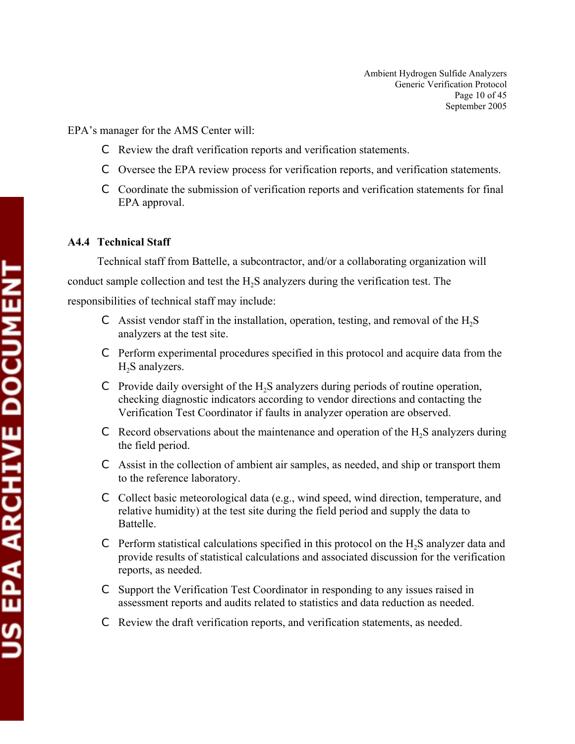EPA's manager for the AMS Center will:

- Review the draft verification reports and verification statements.
- Oversee the EPA review process for verification reports, and verification statements.
- Coordinate the submission of verification reports and verification statements for final EPA approval.

### A4.4 Technical Staff

Technical staff from Battelle, a subcontractor, and/or a collaborating organization will conduct sample collection and test the $H_2S$ analyzers during the verification test. The responsibilities of technical staff may include:

- Assist vendor staff in the installation, operation, testing, and removal of the $H_2S$ analyzers at the test site.
- Perform experimental procedures specified in this protocol and acquire data from the $H_2S$ analyzers.
- Provide daily oversight of the $H_2S$ analyzers during periods of routine operation, checking diagnostic indicators according to vendor directions and contacting the Verification Test Coordinator if faults in analyzer operation are observed.
- Record observations about the maintenance and operation of the $H_2S$ analyzers during the field period.
- Assist in the collection of ambient air samples, as needed, and ship or transport them to the reference laboratory.
- Collect basic meteorological data (e.g., wind speed, wind direction, temperature, and relative humidity) at the test site during the field period and supply the data to Battelle.
- Perform statistical calculations specified in this protocol on the $H_2S$ analyzer data and provide results of statistical calculations and associated discussion for the verification reports, as needed.
- Support the Verification Test Coordinator in responding to any issues raised in assessment reports and audits related to statistics and data reduction as needed.
- Review the draft verification reports, and verification statements, as needed.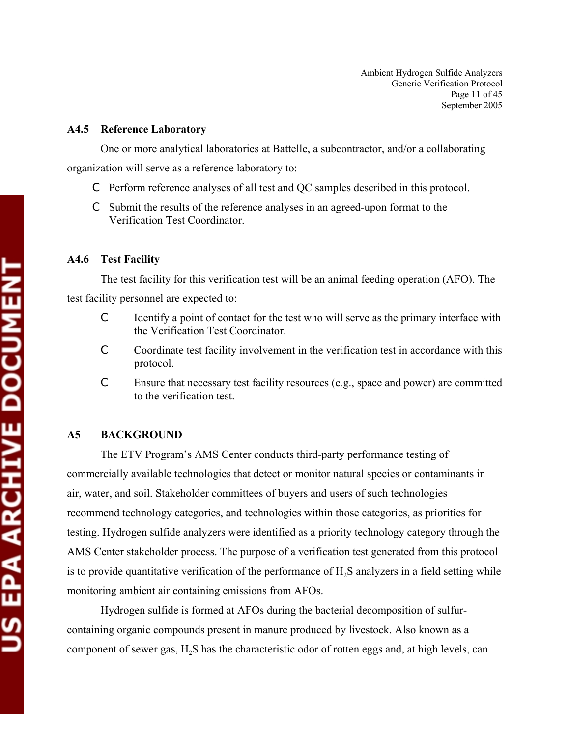### A4.5 Reference Laboratory

One or more analytical laboratories at Battelle, a subcontractor, and/or a collaborating organization will serve as a reference laboratory to:

- Perform reference analyses of all test and QC samples described in this protocol.
- Submit the results of the reference analyses in an agreed-upon format to the Verification Test Coordinator.

### A4.6 Test Facility

The test facility for this verification test will be an animal feeding operation (AFO). The test facility personnel are expected to:

- Identify a point of contact for the test who will serve as the primary interface with the Verification Test Coordinator.
- Coordinate test facility involvement in the verification test in accordance with this protocol.
- Ensure that necessary test facility resources (e.g., space and power) are committed to the verification test.

## A5 BACKGROUND

The ETV Program's AMS Center conducts third-party performance testing of commercially available technologies that detect or monitor natural species or contaminants in air, water, and soil. Stakeholder committees of buyers and users of such technologies recommend technology categories, and technologies within those categories, as priorities for testing. Hydrogen sulfide analyzers were identified as a priority technology category through the AMS Center stakeholder process. The purpose of a verification test generated from this protocol is to provide quantitative verification of the performance of $H_2S$ analyzers in a field setting while monitoring ambient air containing emissions from AFOs.

Hydrogen sulfide is formed at AFOs during the bacterial decomposition of sulfur-containing organic compounds present in manure produced by livestock. Also known as a component of sewer gas, $H_2S$ has the characteristic odor of rotten eggs and, at high levels, can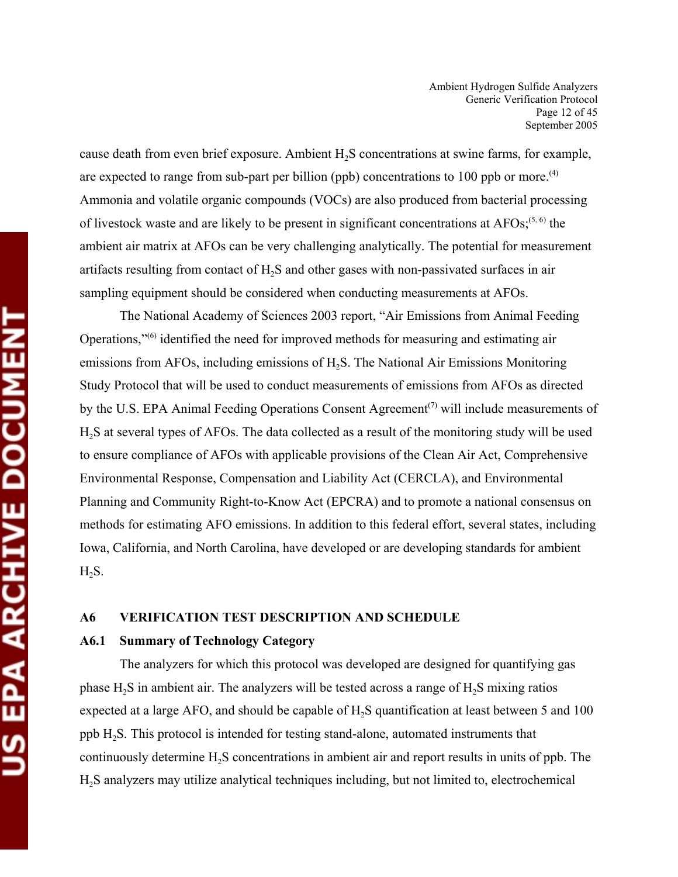cause death from even brief exposure. Ambient $H_2S$ concentrations at swine farms, for example, are expected to range from sub-part per billion (ppb) concentrations to 100 ppb or more.[4] Ammonia and volatile organic compounds (VOCs) are also produced from bacterial processing of livestock waste and are likely to be present in significant concentrations at AFOs;[5, 6] the ambient air matrix at AFOs can be very challenging analytically. The potential for measurement artifacts resulting from contact of $H_2S$ and other gases with non-passivated surfaces in air sampling equipment should be considered when conducting measurements at AFOs.

The National Academy of Sciences 2003 report, "Air Emissions from Animal Feeding Operations,"[6] identified the need for improved methods for measuring and estimating air emissions from AFOs, including emissions of $H_2S$. The National Air Emissions Monitoring Study Protocol that will be used to conduct measurements of emissions from AFOs as directed by the U.S. EPA Animal Feeding Operations Consent Agreement[7] will include measurements of $H_2S$ at several types of AFOs. The data collected as a result of the monitoring study will be used to ensure compliance of AFOs with applicable provisions of the Clean Air Act, Comprehensive Environmental Response, Compensation and Liability Act (CERCLA), and Environmental Planning and Community Right-to-Know Act (EPCRA) and to promote a national consensus on methods for estimating AFO emissions. In addition to this federal effort, several states, including Iowa, California, and North Carolina, have developed or are developing standards for ambient $H_2S$.

## A6 VERIFICATION TEST DESCRIPTION AND SCHEDULE

### A6.1 Summary of Technology Category

The analyzers for which this protocol was developed are designed for quantifying gas phase $H_2S$ in ambient air. The analyzers will be tested across a range of $H_2S$ mixing ratios expected at a large AFO, and should be capable of $H_2S$ quantification at least between 5 and 100 ppb $H_2S$. This protocol is intended for testing stand-alone, automated instruments that continuously determine $H_2S$ concentrations in ambient air and report results in units of ppb. The $H_2S$ analyzers may utilize analytical techniques including, but not limited to, electrochemical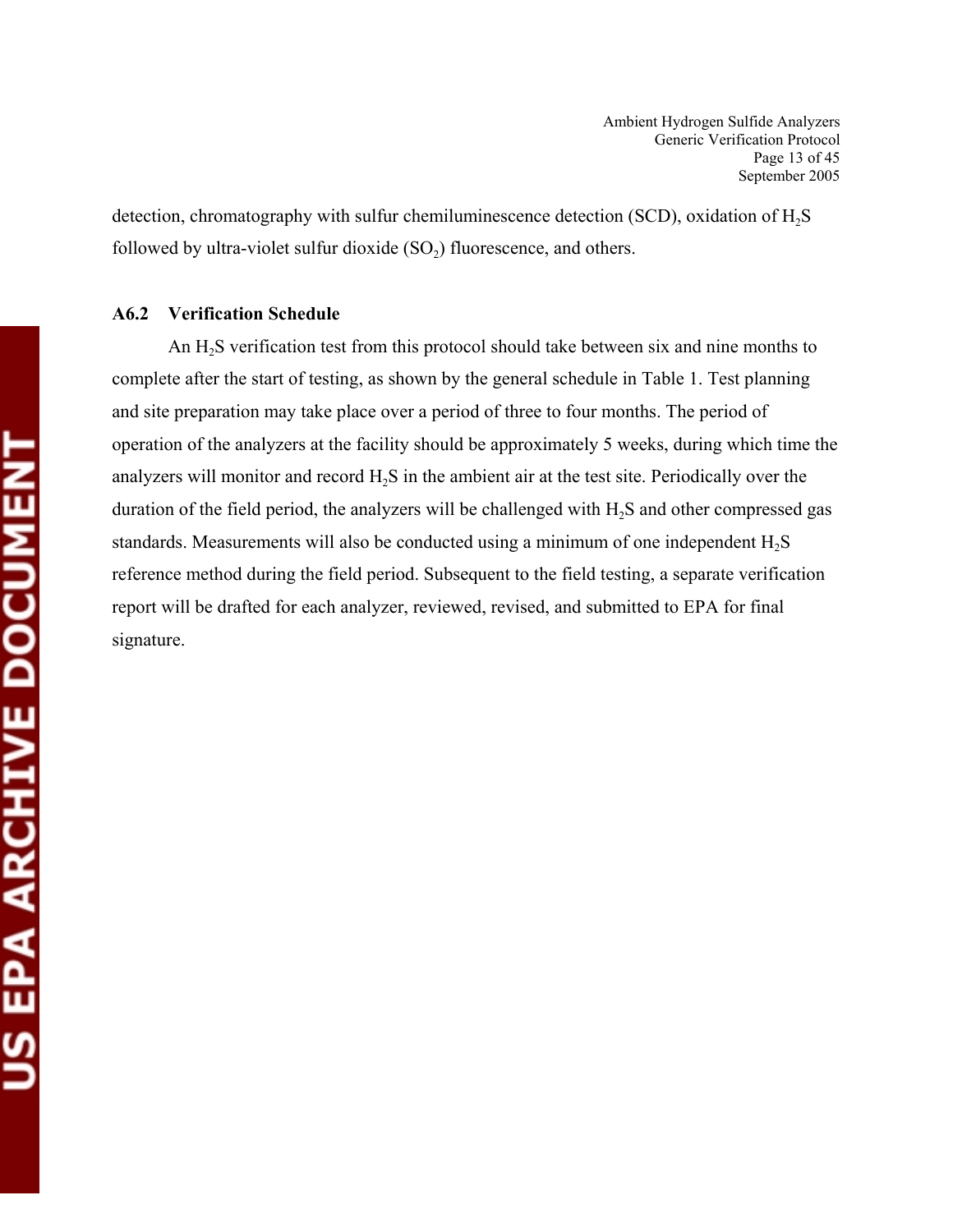detection, chromatography with sulfur chemiluminescence detection (SCD), oxidation of $H_2S$ followed by ultra-violet sulfur dioxide ($SO_2$) fluorescence, and others.

### A6.2 Verification Schedule

An $H_2S$ verification test from this protocol should take between six and nine months to complete after the start of testing, as shown by the general schedule in Table 1. Test planning and site preparation may take place over a period of three to four months. The period of operation of the analyzers at the facility should be approximately 5 weeks, during which time the analyzers will monitor and record $H_2S$ in the ambient air at the test site. Periodically over the duration of the field period, the analyzers will be challenged with $H_2S$ and other compressed gas standards. Measurements will also be conducted using a minimum of one independent $H_2S$ reference method during the field period. Subsequent to the field testing, a separate verification report will be drafted for each analyzer, reviewed, revised, and submitted to EPA for final signature.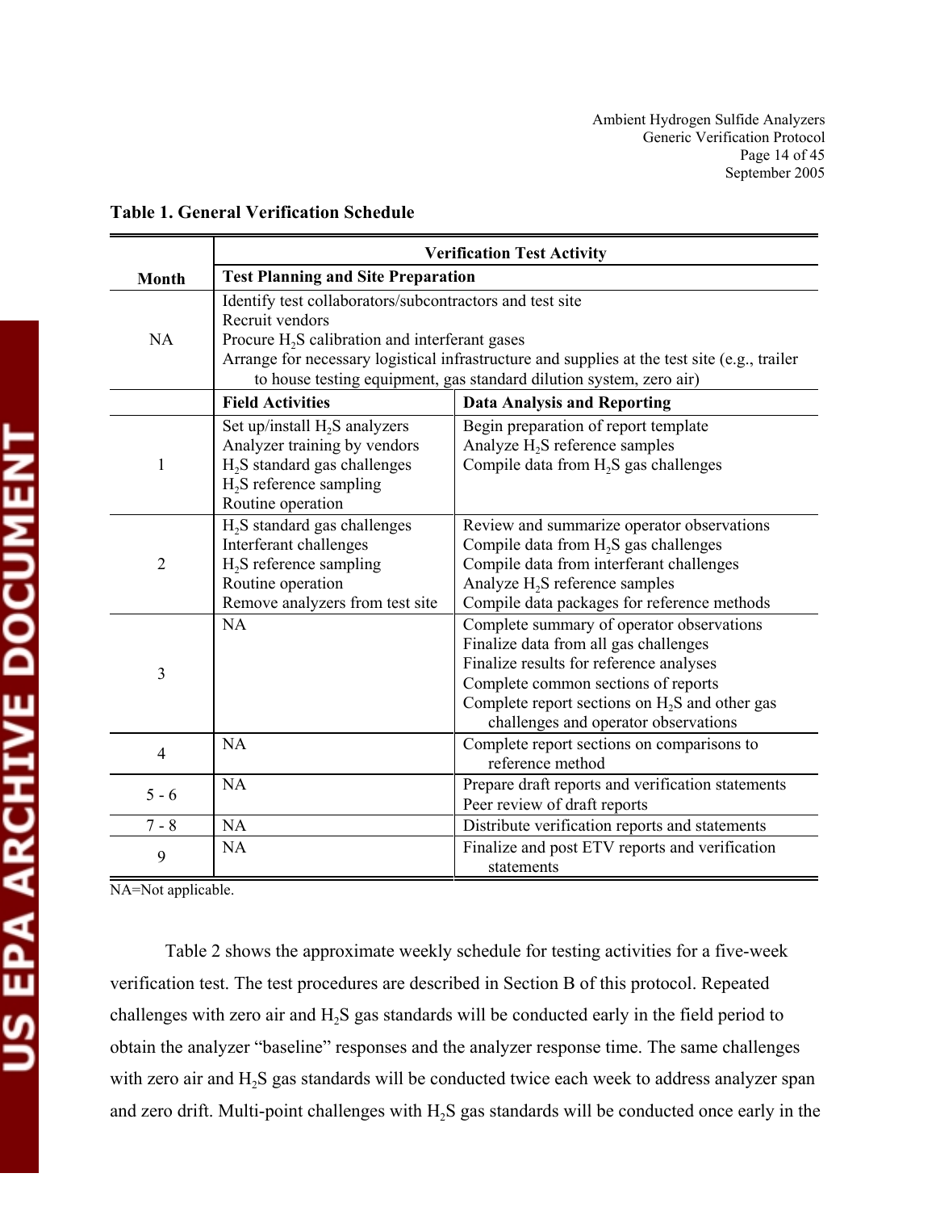**Table 1. General Verification Schedule**

| Month | Verification Test Activity | |
|---|---|---|
| | **Test Planning and Site Preparation** | |
| NA | Identify test collaborators/subcontractors and test site<br>Recruit vendors<br>Procure $H_2S$ calibration and interferant gases<br>Arrange for necessary logistical infrastructure and supplies at the test site (e.g., trailer to house testing equipment, gas standard dilution system, zero air) | |
| | **Field Activities** | **Data Analysis and Reporting** |
| 1 | Set up/install $H_2S$ analyzers<br>Analyzer training by vendors<br>$H_2S$ standard gas challenges<br>$H_2S$ reference sampling<br>Routine operation | Begin preparation of report template<br>Analyze $H_2S$ reference samples<br>Compile data from $H_2S$ gas challenges |
| 2 | $H_2S$ standard gas challenges<br>Interferant challenges<br>$H_2S$ reference sampling<br>Routine operation<br>Remove analyzers from test site | Review and summarize operator observations<br>Compile data from $H_2S$ gas challenges<br>Compile data from interferant challenges<br>Analyze $H_2S$ reference samples<br>Compile data packages for reference methods |
| 3 | NA | Complete summary of operator observations<br>Finalize data from all gas challenges<br>Finalize results for reference analyses<br>Complete common sections of reports<br>Complete report sections on $H_2S$ and other gas challenges and operator observations |
| 4 | NA | Complete report sections on comparisons to reference method |
| 5 - 6 | NA | Prepare draft reports and verification statements<br>Peer review of draft reports |
| 7 - 8 | NA | Distribute verification reports and statements |
| 9 | NA | Finalize and post ETV reports and verification statements |

NA=Not applicable.

Table 2 shows the approximate weekly schedule for testing activities for a five-week verification test. The test procedures are described in Section B of this protocol. Repeated challenges with zero air and $H_2S$ gas standards will be conducted early in the field period to obtain the analyzer "baseline" responses and the analyzer response time. The same challenges with zero air and $H_2S$ gas standards will be conducted twice each week to address analyzer span and zero drift. Multi-point challenges with $H_2S$ gas standards will be conducted once early in the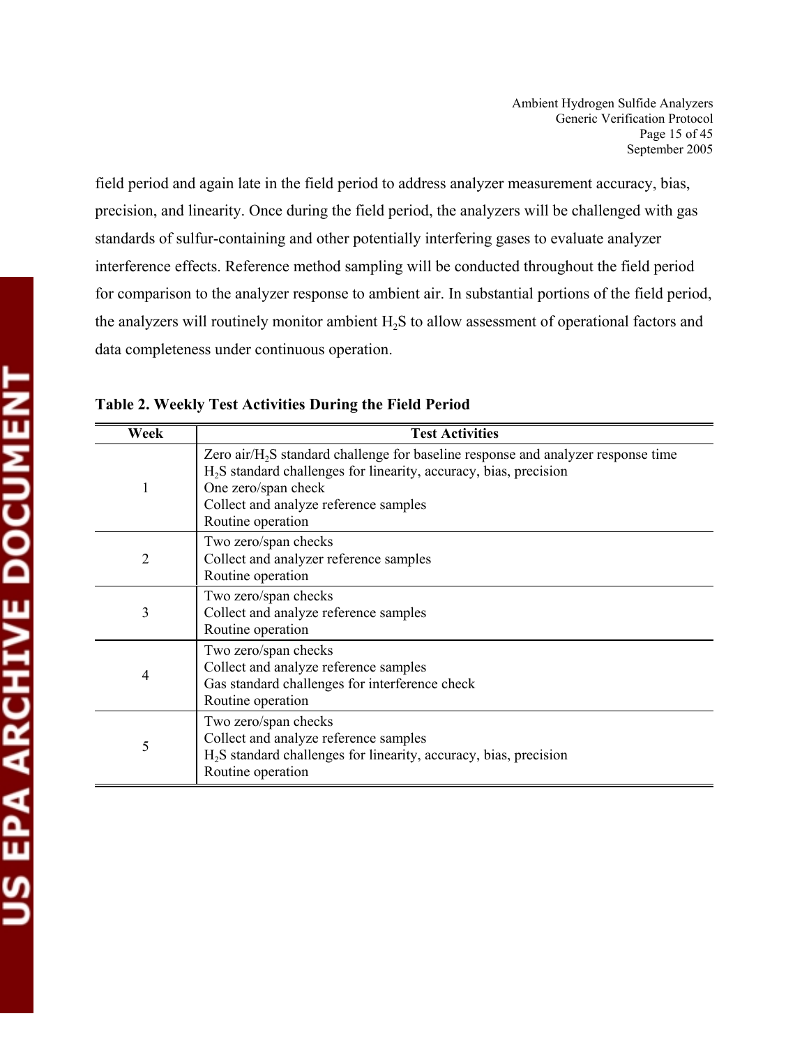field period and again late in the field period to address analyzer measurement accuracy, bias, precision, and linearity. Once during the field period, the analyzers will be challenged with gas standards of sulfur-containing and other potentially interfering gases to evaluate analyzer interference effects. Reference method sampling will be conducted throughout the field period for comparison to the analyzer response to ambient air. In substantial portions of the field period, the analyzers will routinely monitor ambient $H_2S$ to allow assessment of operational factors and data completeness under continuous operation.

**Table 2. Weekly Test Activities During the Field Period**

| Week | Test Activities |
|---|---|
| 1 | Zero air/$H_2S$ standard challenge for baseline response and analyzer response time<br>$H_2S$ standard challenges for linearity, accuracy, bias, precision<br>One zero/span check<br>Collect and analyze reference samples<br>Routine operation |
| 2 | Two zero/span checks<br>Collect and analyzer reference samples<br>Routine operation |
| 3 | Two zero/span checks<br>Collect and analyze reference samples<br>Routine operation |
| 4 | Two zero/span checks<br>Collect and analyze reference samples<br>Gas standard challenges for interference check<br>Routine operation |
| 5 | Two zero/span checks<br>Collect and analyze reference samples<br>$H_2S$ standard challenges for linearity, accuracy, bias, precision<br>Routine operation |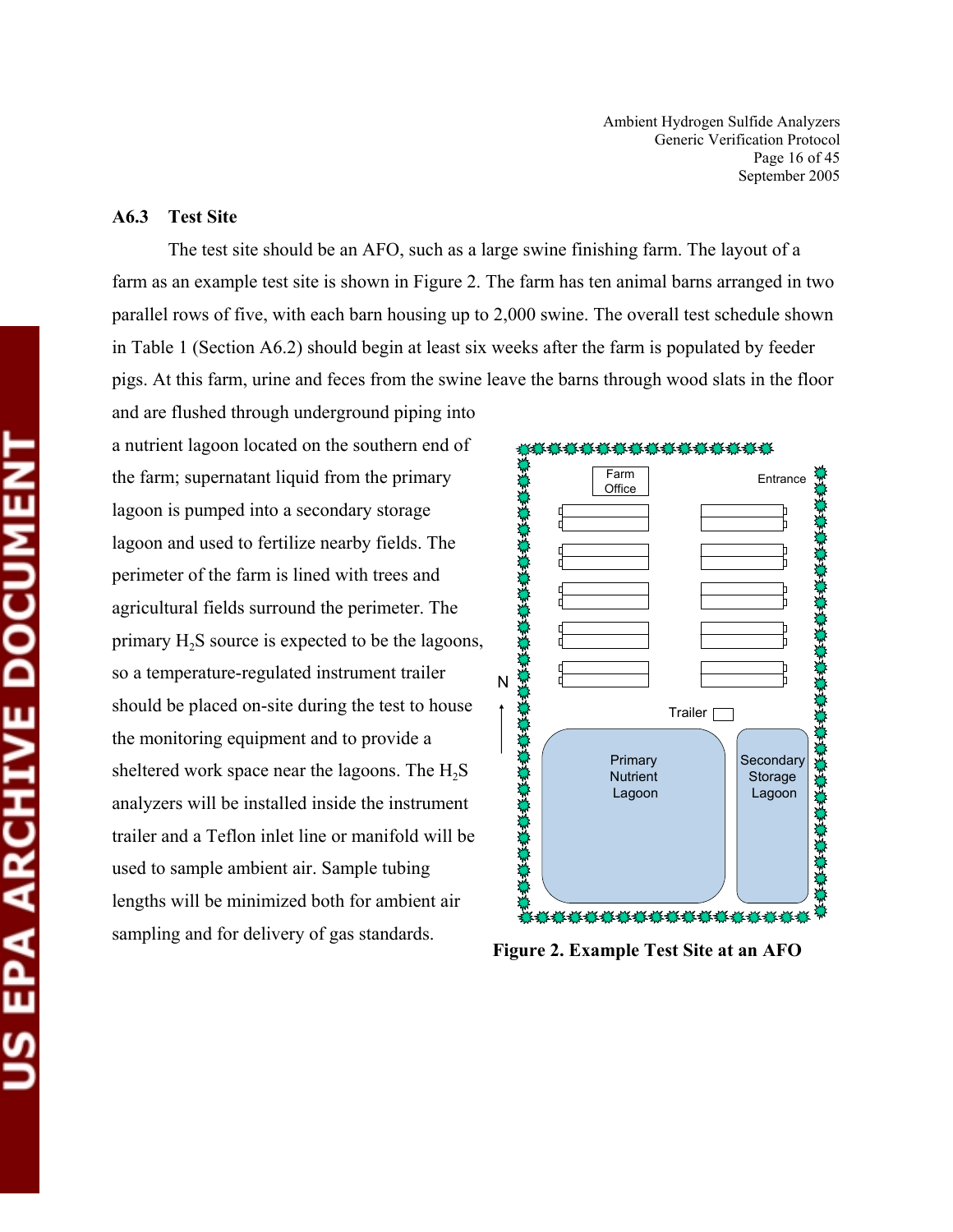## A6.3 Test Site

The test site should be an AFO, such as a large swine finishing farm. The layout of a farm as an example test site is shown in Figure 2. The farm has ten animal barns arranged in two parallel rows of five, with each barn housing up to 2,000 swine. The overall test schedule shown in Table 1 (Section A6.2) should begin at least six weeks after the farm is populated by feeder pigs. At this farm, urine and feces from the swine leave the barns through wood slats in the floor and are flushed through underground piping into a nutrient lagoon located on the southern end of the farm; supernatant liquid from the primary lagoon is pumped into a secondary storage lagoon and used to fertilize nearby fields. The perimeter of the farm is lined with trees and agricultural fields surround the perimeter. The primary $H_2S$ source is expected to be the lagoons, so a temperature-regulated instrument trailer should be placed on-site during the test to house the monitoring equipment and to provide a sheltered work space near the lagoons. The $H_2S$ analyzers will be installed inside the instrument trailer and a Teflon inlet line or manifold will be used to sample ambient air. Sample tubing lengths will be minimized both for ambient air sampling and for delivery of gas standards.

**Figure 2. Example Test Site at an AFO**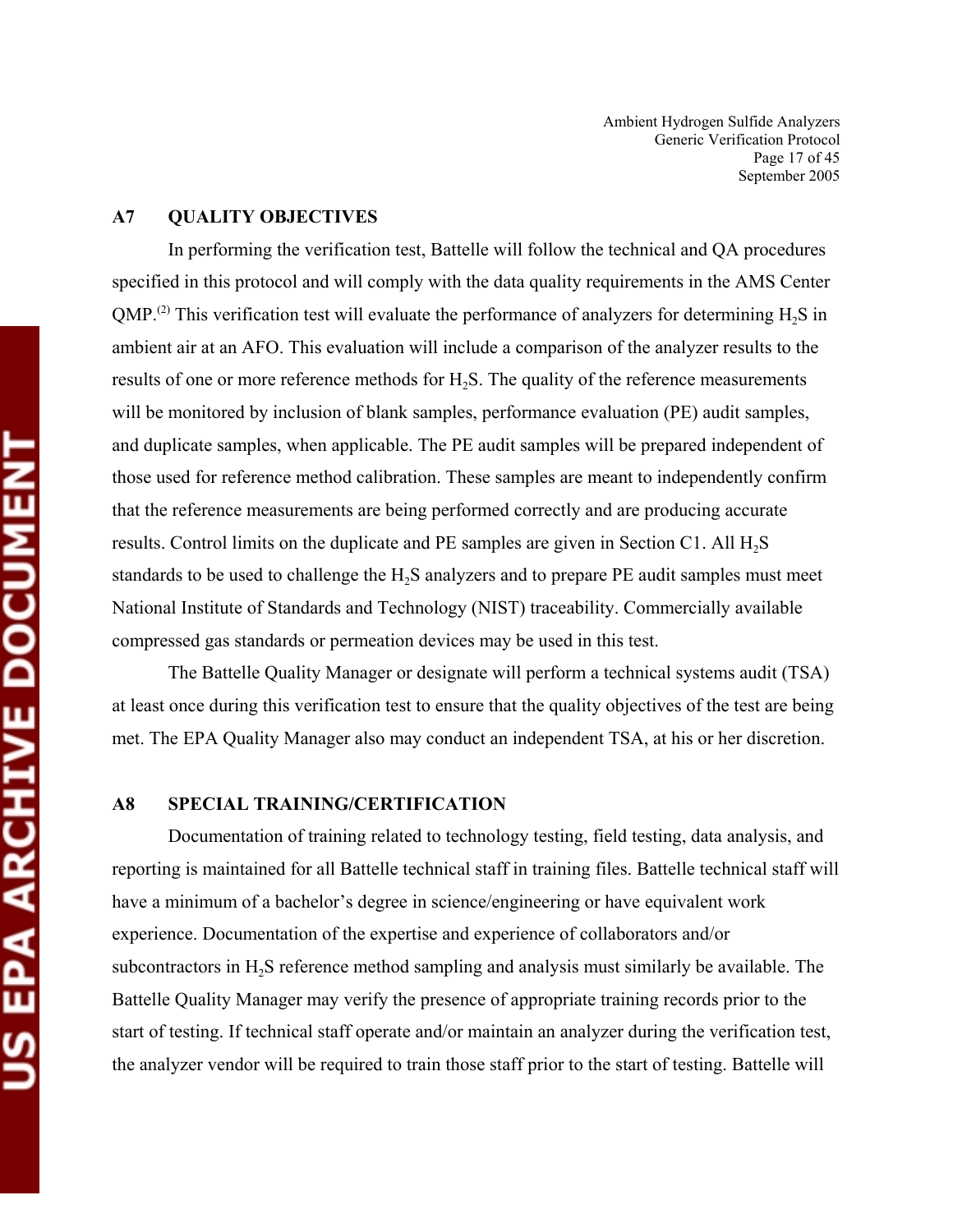## A7 QUALITY OBJECTIVES

In performing the verification test, Battelle will follow the technical and QA procedures specified in this protocol and will comply with the data quality requirements in the AMS Center QMP.[2] This verification test will evaluate the performance of analyzers for determining $H_2S$ in ambient air at an AFO. This evaluation will include a comparison of the analyzer results to the results of one or more reference methods for $H_2S$. The quality of the reference measurements will be monitored by inclusion of blank samples, performance evaluation (PE) audit samples, and duplicate samples, when applicable. The PE audit samples will be prepared independent of those used for reference method calibration. These samples are meant to independently confirm that the reference measurements are being performed correctly and are producing accurate results. Control limits on the duplicate and PE samples are given in Section C1. All $H_2S$ standards to be used to challenge the $H_2S$ analyzers and to prepare PE audit samples must meet National Institute of Standards and Technology (NIST) traceability. Commercially available compressed gas standards or permeation devices may be used in this test.

The Battelle Quality Manager or designate will perform a technical systems audit (TSA) at least once during this verification test to ensure that the quality objectives of the test are being met. The EPA Quality Manager also may conduct an independent TSA, at his or her discretion.

## A8 SPECIAL TRAINING/CERTIFICATION

Documentation of training related to technology testing, field testing, data analysis, and reporting is maintained for all Battelle technical staff in training files. Battelle technical staff will have a minimum of a bachelor's degree in science/engineering or have equivalent work experience. Documentation of the expertise and experience of collaborators and/or subcontractors in $H_2S$ reference method sampling and analysis must similarly be available. The Battelle Quality Manager may verify the presence of appropriate training records prior to the start of testing. If technical staff operate and/or maintain an analyzer during the verification test, the analyzer vendor will be required to train those staff prior to the start of testing. Battelle will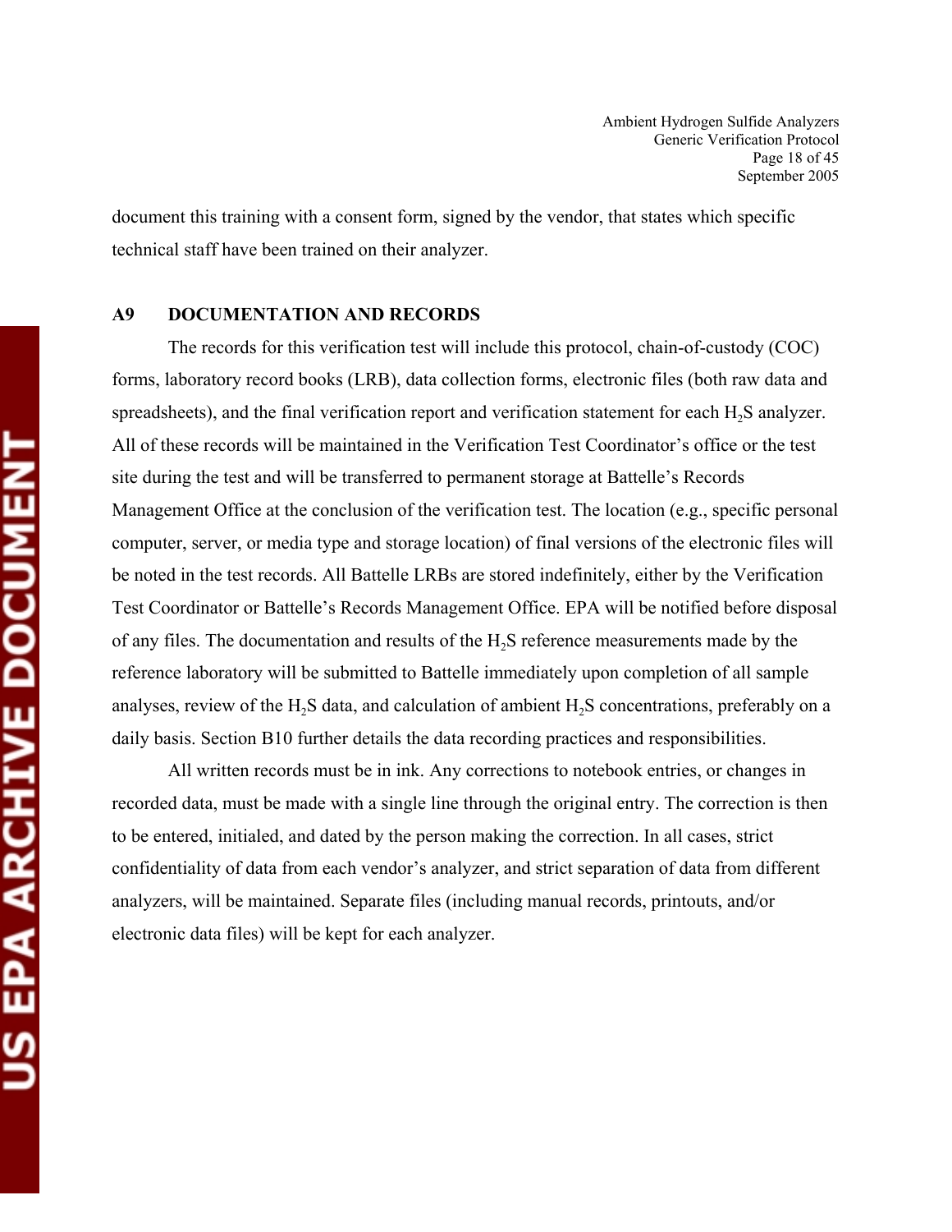document this training with a consent form, signed by the vendor, that states which specific technical staff have been trained on their analyzer.

## A9 DOCUMENTATION AND RECORDS

The records for this verification test will include this protocol, chain-of-custody (COC) forms, laboratory record books (LRB), data collection forms, electronic files (both raw data and spreadsheets), and the final verification report and verification statement for each $H_2S$ analyzer. All of these records will be maintained in the Verification Test Coordinator's office or the test site during the test and will be transferred to permanent storage at Battelle's Records Management Office at the conclusion of the verification test. The location (e.g., specific personal computer, server, or media type and storage location) of final versions of the electronic files will be noted in the test records. All Battelle LRBs are stored indefinitely, either by the Verification Test Coordinator or Battelle's Records Management Office. EPA will be notified before disposal of any files. The documentation and results of the $H_2S$ reference measurements made by the reference laboratory will be submitted to Battelle immediately upon completion of all sample analyses, review of the $H_2S$ data, and calculation of ambient $H_2S$ concentrations, preferably on a daily basis. Section B10 further details the data recording practices and responsibilities.

All written records must be in ink. Any corrections to notebook entries, or changes in recorded data, must be made with a single line through the original entry. The correction is then to be entered, initialed, and dated by the person making the correction. In all cases, strict confidentiality of data from each vendor's analyzer, and strict separation of data from different analyzers, will be maintained. Separate files (including manual records, printouts, and/or electronic data files) will be kept for each analyzer.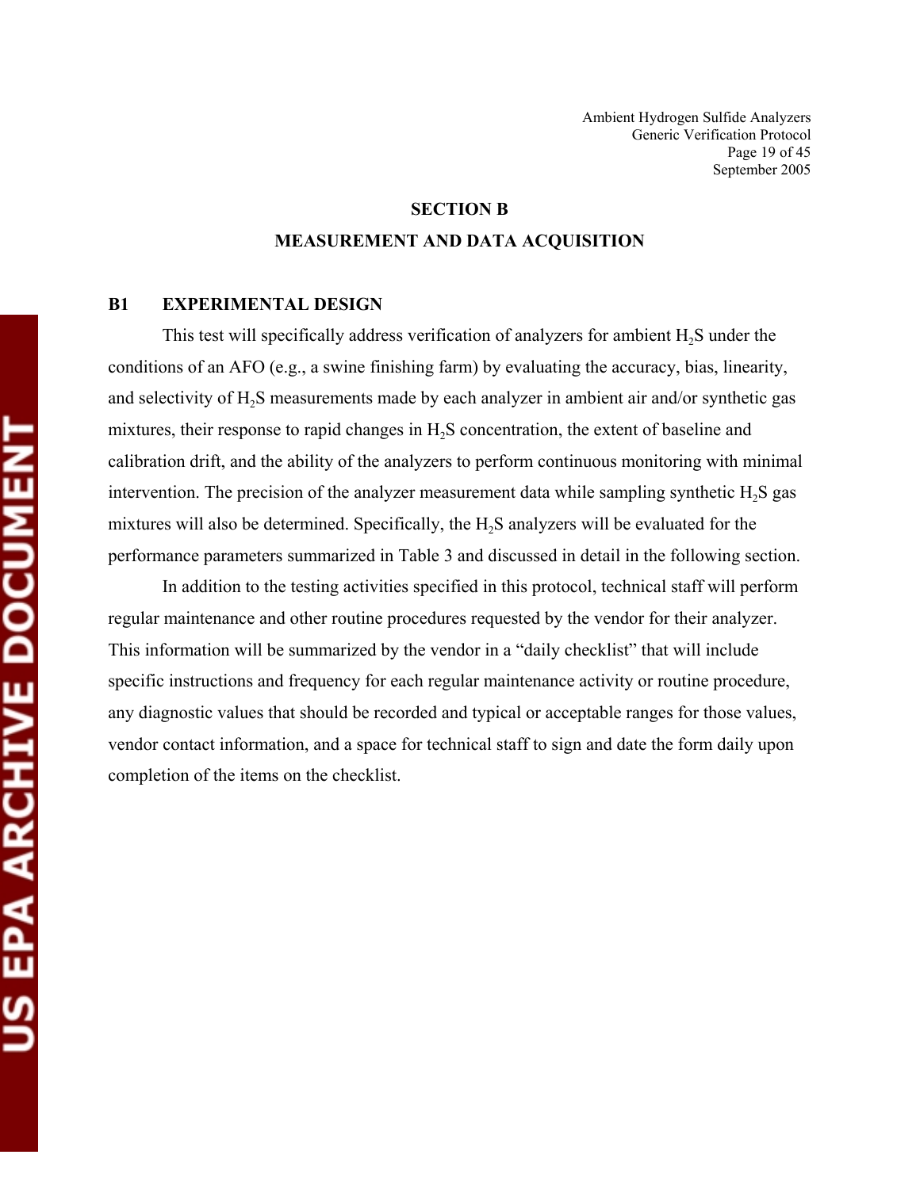# SECTION B

# MEASUREMENT AND DATA ACQUISITION

## B1 EXPERIMENTAL DESIGN

This test will specifically address verification of analyzers for ambient $H_2S$ under the conditions of an AFO (e.g., a swine finishing farm) by evaluating the accuracy, bias, linearity, and selectivity of $H_2S$ measurements made by each analyzer in ambient air and/or synthetic gas mixtures, their response to rapid changes in $H_2S$ concentration, the extent of baseline and calibration drift, and the ability of the analyzers to perform continuous monitoring with minimal intervention. The precision of the analyzer measurement data while sampling synthetic $H_2S$ gas mixtures will also be determined. Specifically, the $H_2S$ analyzers will be evaluated for the performance parameters summarized in Table 3 and discussed in detail in the following section.

In addition to the testing activities specified in this protocol, technical staff will perform regular maintenance and other routine procedures requested by the vendor for their analyzer. This information will be summarized by the vendor in a "daily checklist" that will include specific instructions and frequency for each regular maintenance activity or routine procedure, any diagnostic values that should be recorded and typical or acceptable ranges for those values, vendor contact information, and a space for technical staff to sign and date the form daily upon completion of the items on the checklist.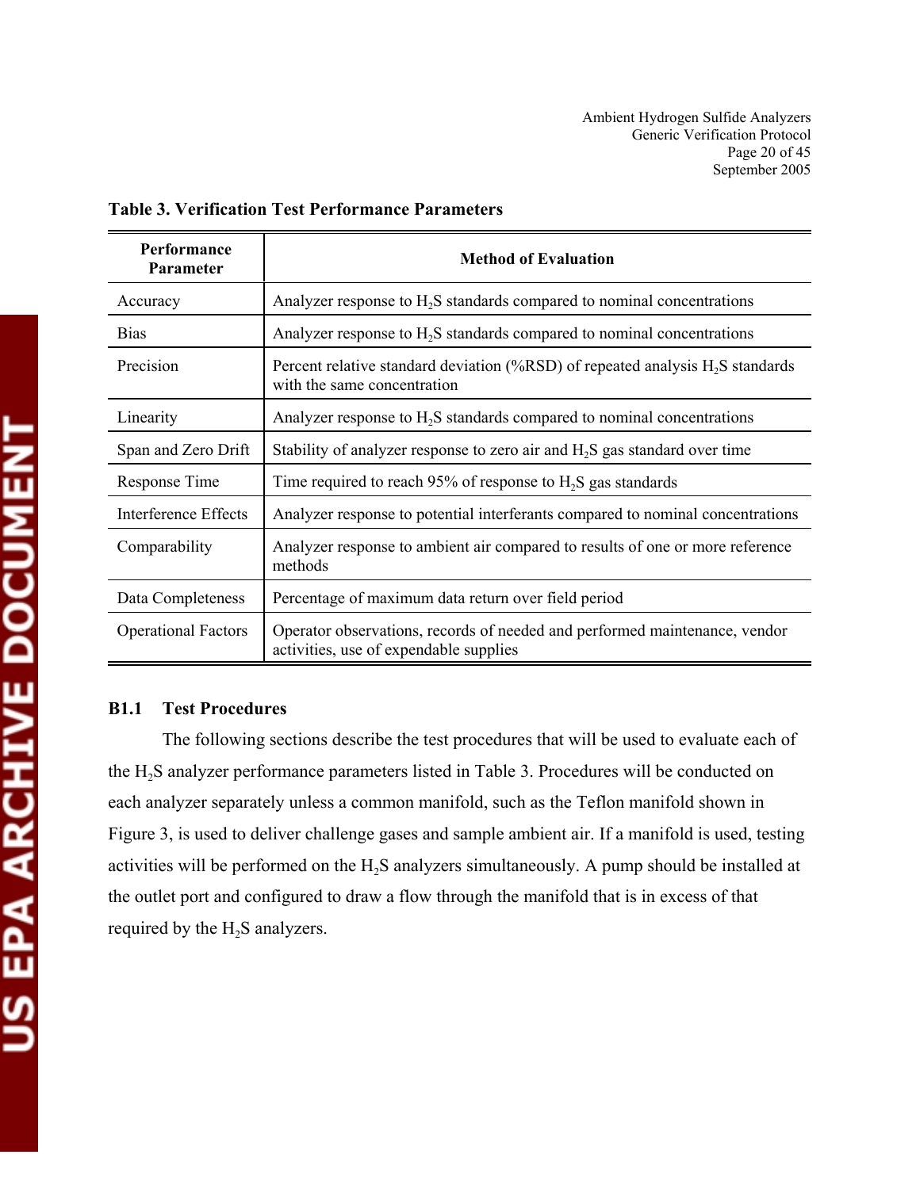**Table 3. Verification Test Performance Parameters**

| Performance Parameter | Method of Evaluation |
|---|---|
| Accuracy | Analyzer response to $H_2S$ standards compared to nominal concentrations |
| Bias | Analyzer response to $H_2S$ standards compared to nominal concentrations |
| Precision | Percent relative standard deviation (%RSD) of repeated analysis $H_2S$ standards with the same concentration |
| Linearity | Analyzer response to $H_2S$ standards compared to nominal concentrations |
| Span and Zero Drift | Stability of analyzer response to zero air and $H_2S$ gas standard over time |
| Response Time | Time required to reach 95% of response to $H_2S$ gas standards |
| Interference Effects | Analyzer response to potential interferants compared to nominal concentrations |
| Comparability | Analyzer response to ambient air compared to results of one or more reference methods |
| Data Completeness | Percentage of maximum data return over field period |
| Operational Factors | Operator observations, records of needed and performed maintenance, vendor activities, use of expendable supplies |

### B1.1 Test Procedures

The following sections describe the test procedures that will be used to evaluate each of the $H_2S$ analyzer performance parameters listed in Table 3. Procedures will be conducted on each analyzer separately unless a common manifold, such as the Teflon manifold shown in Figure 3, is used to deliver challenge gases and sample ambient air. If a manifold is used, testing activities will be performed on the $H_2S$ analyzers simultaneously. A pump should be installed at the outlet port and configured to draw a flow through the manifold that is in excess of that required by the $H_2S$ analyzers.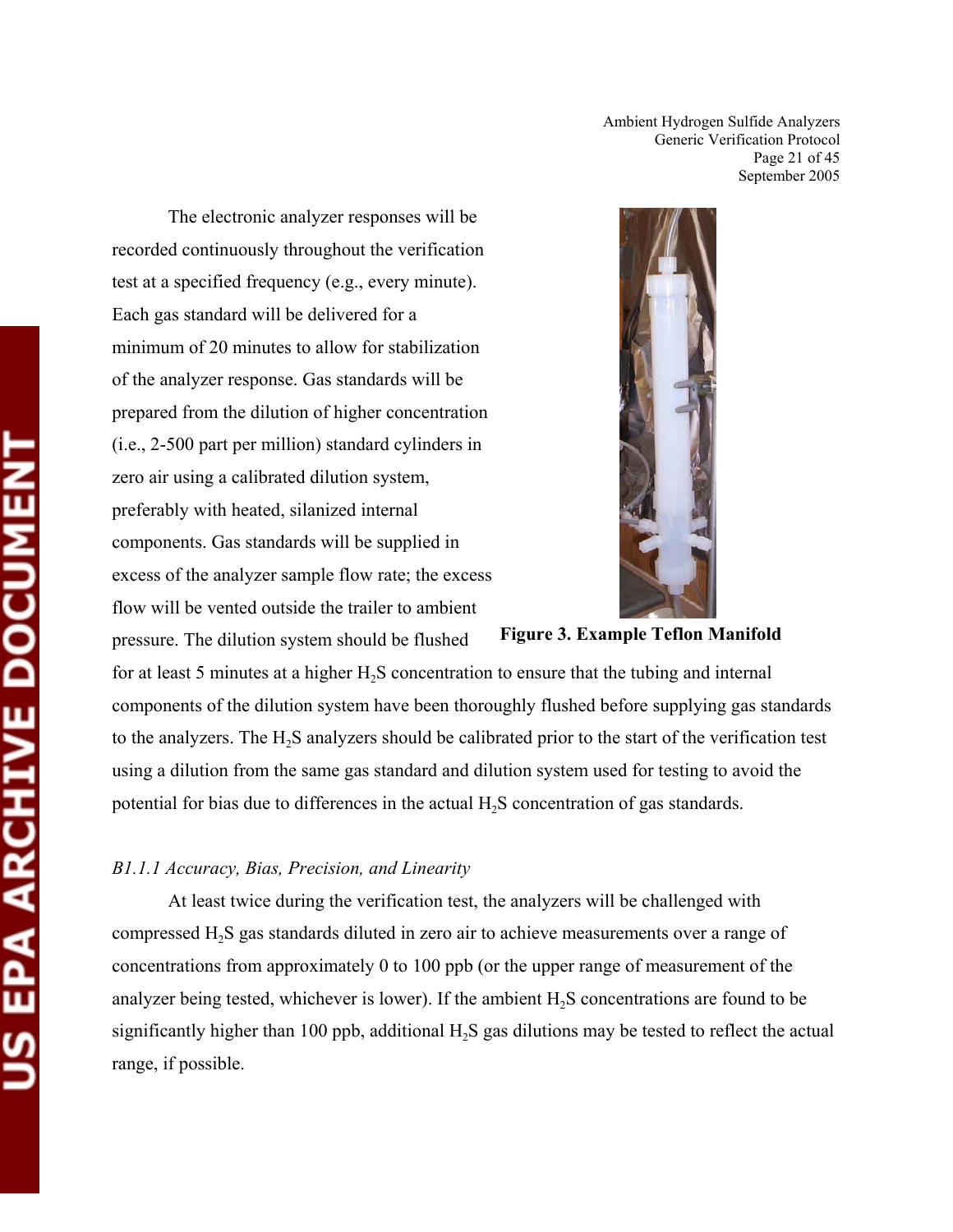The electronic analyzer responses will be recorded continuously throughout the verification test at a specified frequency (e.g., every minute). Each gas standard will be delivered for a minimum of 20 minutes to allow for stabilization of the analyzer response. Gas standards will be prepared from the dilution of higher concentration (i.e., 2-500 part per million) standard cylinders in zero air using a calibrated dilution system, preferably with heated, silanized internal components. Gas standards will be supplied in excess of the analyzer sample flow rate; the excess flow will be vented outside the trailer to ambient pressure. The dilution system should be flushed for at least 5 minutes at a higher $H_2S$ concentration to ensure that the tubing and internal components of the dilution system have been thoroughly flushed before supplying gas standards to the analyzers. The $H_2S$ analyzers should be calibrated prior to the start of the verification test using a dilution from the same gas standard and dilution system used for testing to avoid the potential for bias due to differences in the actual $H_2S$ concentration of gas standards.

**Figure 3. Example Teflon Manifold**

*B1.1.1 Accuracy, Bias, Precision, and Linearity*

At least twice during the verification test, the analyzers will be challenged with compressed $H_2S$ gas standards diluted in zero air to achieve measurements over a range of concentrations from approximately 0 to 100 ppb (or the upper range of measurement of the analyzer being tested, whichever is lower). If the ambient $H_2S$ concentrations are found to be significantly higher than 100 ppb, additional $H_2S$ gas dilutions may be tested to reflect the actual range, if possible.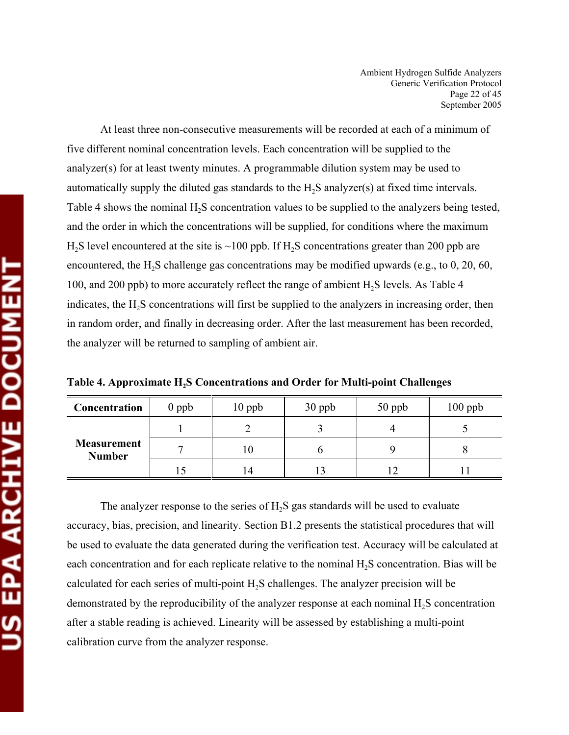At least three non-consecutive measurements will be recorded at each of a minimum of five different nominal concentration levels. Each concentration will be supplied to the analyzer(s) for at least twenty minutes. A programmable dilution system may be used to automatically supply the diluted gas standards to the $H_2S$ analyzer(s) at fixed time intervals. Table 4 shows the nominal $H_2S$ concentration values to be supplied to the analyzers being tested, and the order in which the concentrations will be supplied, for conditions where the maximum $H_2S$ level encountered at the site is ~100 ppb. If $H_2S$ concentrations greater than 200 ppb are encountered, the $H_2S$ challenge gas concentrations may be modified upwards (e.g., to 0, 20, 60, 100, and 200 ppb) to more accurately reflect the range of ambient $H_2S$ levels. As Table 4 indicates, the $H_2S$ concentrations will first be supplied to the analyzers in increasing order, then in random order, and finally in decreasing order. After the last measurement has been recorded, the analyzer will be returned to sampling of ambient air.

**Table 4. Approximate $H_2S$ Concentrations and Order for Multi-point Challenges**

| Concentration | 0 ppb | 10 ppb | 30 ppb | 50 ppb | 100 ppb |
|---|---|---|---|---|---|
| Measurement Number | 1 | 2 | 3 | 4 | 5 |
| | 7 | 10 | 6 | 9 | 8 |
| | 15 | 14 | 13 | 12 | 11 |

The analyzer response to the series of $H_2S$ gas standards will be used to evaluate accuracy, bias, precision, and linearity. Section B1.2 presents the statistical procedures that will be used to evaluate the data generated during the verification test. Accuracy will be calculated at each concentration and for each replicate relative to the nominal $H_2S$ concentration. Bias will be calculated for each series of multi-point $H_2S$ challenges. The analyzer precision will be demonstrated by the reproducibility of the analyzer response at each nominal $H_2S$ concentration after a stable reading is achieved. Linearity will be assessed by establishing a multi-point calibration curve from the analyzer response.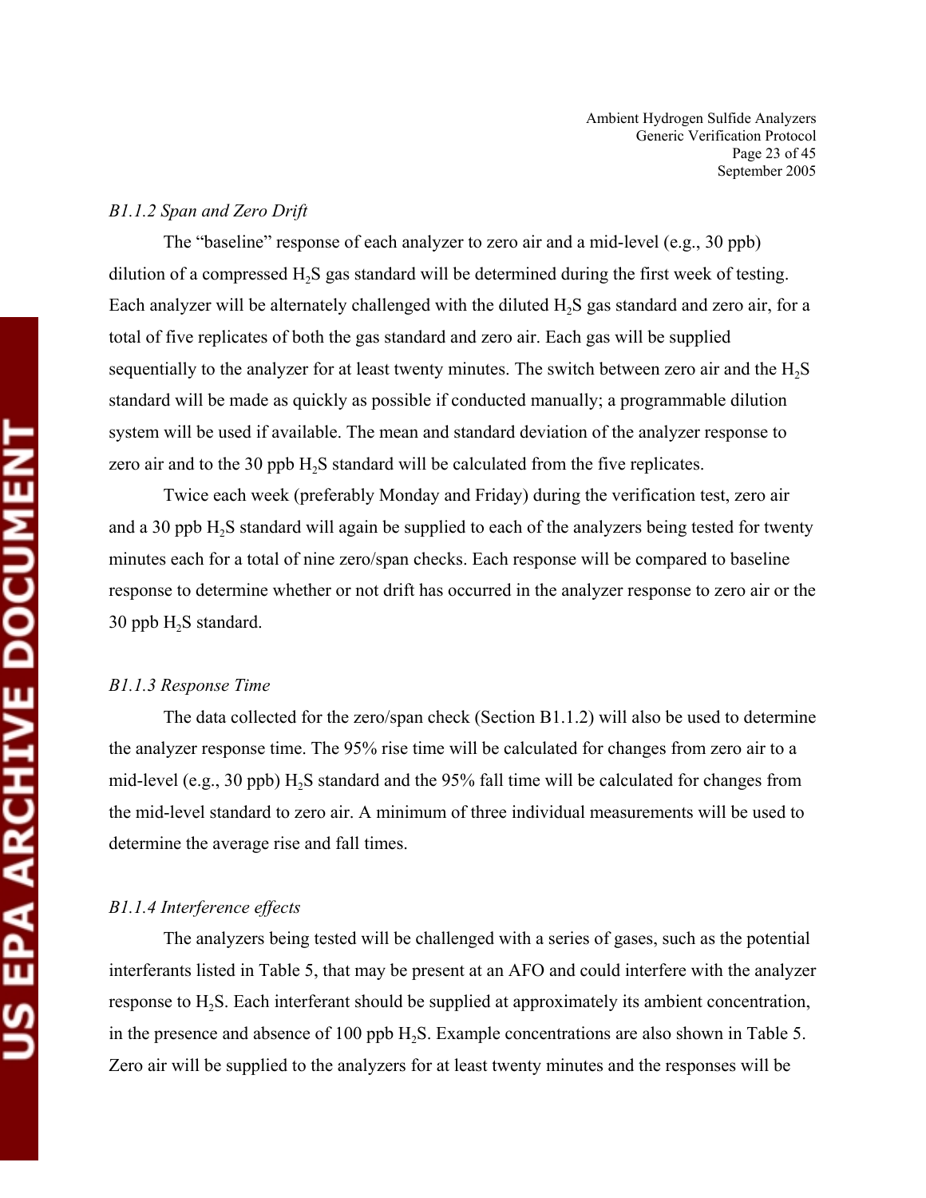*B1.1.2 Span and Zero Drift*

The "baseline" response of each analyzer to zero air and a mid-level (e.g., 30 ppb) dilution of a compressed $H_2S$ gas standard will be determined during the first week of testing. Each analyzer will be alternately challenged with the diluted $H_2S$ gas standard and zero air, for a total of five replicates of both the gas standard and zero air. Each gas will be supplied sequentially to the analyzer for at least twenty minutes. The switch between zero air and the $H_2S$ standard will be made as quickly as possible if conducted manually; a programmable dilution system will be used if available. The mean and standard deviation of the analyzer response to zero air and to the 30 ppb $H_2S$ standard will be calculated from the five replicates.

Twice each week (preferably Monday and Friday) during the verification test, zero air and a 30 ppb $H_2S$ standard will again be supplied to each of the analyzers being tested for twenty minutes each for a total of nine zero/span checks. Each response will be compared to baseline response to determine whether or not drift has occurred in the analyzer response to zero air or the 30 ppb $H_2S$ standard.

*B1.1.3 Response Time*

The data collected for the zero/span check (Section B1.1.2) will also be used to determine the analyzer response time. The 95% rise time will be calculated for changes from zero air to a mid-level (e.g., 30 ppb) $H_2S$ standard and the 95% fall time will be calculated for changes from the mid-level standard to zero air. A minimum of three individual measurements will be used to determine the average rise and fall times.

*B1.1.4 Interference effects*

The analyzers being tested will be challenged with a series of gases, such as the potential interferants listed in Table 5, that may be present at an AFO and could interfere with the analyzer response to $H_2S$. Each interferant should be supplied at approximately its ambient concentration, in the presence and absence of 100 ppb $H_2S$. Example concentrations are also shown in Table 5. Zero air will be supplied to the analyzers for at least twenty minutes and the responses will be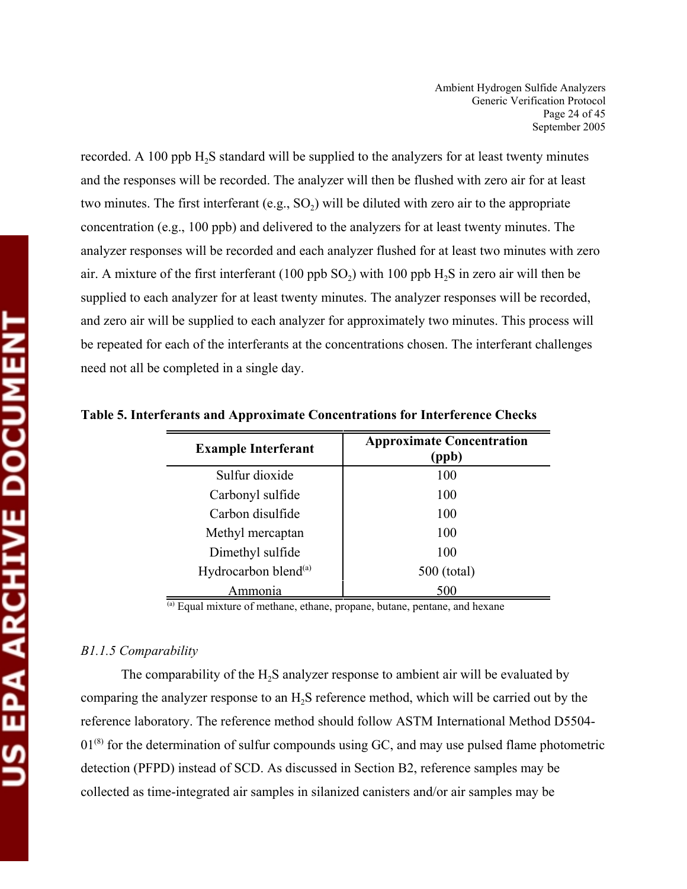recorded. A 100 ppb $H_2S$ standard will be supplied to the analyzers for at least twenty minutes and the responses will be recorded. The analyzer will then be flushed with zero air for at least two minutes. The first interferant (e.g., $SO_2$) will be diluted with zero air to the appropriate concentration (e.g., 100 ppb) and delivered to the analyzers for at least twenty minutes. The analyzer responses will be recorded and each analyzer flushed for at least two minutes with zero air. A mixture of the first interferant (100 ppb $SO_2$) with 100 ppb $H_2S$ in zero air will then be supplied to each analyzer for at least twenty minutes. The analyzer responses will be recorded, and zero air will be supplied to each analyzer for approximately two minutes. This process will be repeated for each of the interferants at the concentrations chosen. The interferant challenges need not all be completed in a single day.

**Table 5. Interferants and Approximate Concentrations for Interference Checks**

| Example Interferant | Approximate Concentration (ppb) |
|---|---|
| Sulfur dioxide | 100 |
| Carbonyl sulfide | 100 |
| Carbon disulfide | 100 |
| Methyl mercaptan | 100 |
| Dimethyl sulfide | 100 |
| Hydrocarbon blend[a] | 500 (total) |
| Ammonia | 500 |

[a] Equal mixture of methane, ethane, propane, butane, pentane, and hexane

*B1.1.5 Comparability*

The comparability of the $H_2S$ analyzer response to ambient air will be evaluated by comparing the analyzer response to an $H_2S$ reference method, which will be carried out by the reference laboratory. The reference method should follow ASTM International Method D5504-01[8] for the determination of sulfur compounds using GC, and may use pulsed flame photometric detection (PFPD) instead of SCD. As discussed in Section B2, reference samples may be collected as time-integrated air samples in silanized canisters and/or air samples may be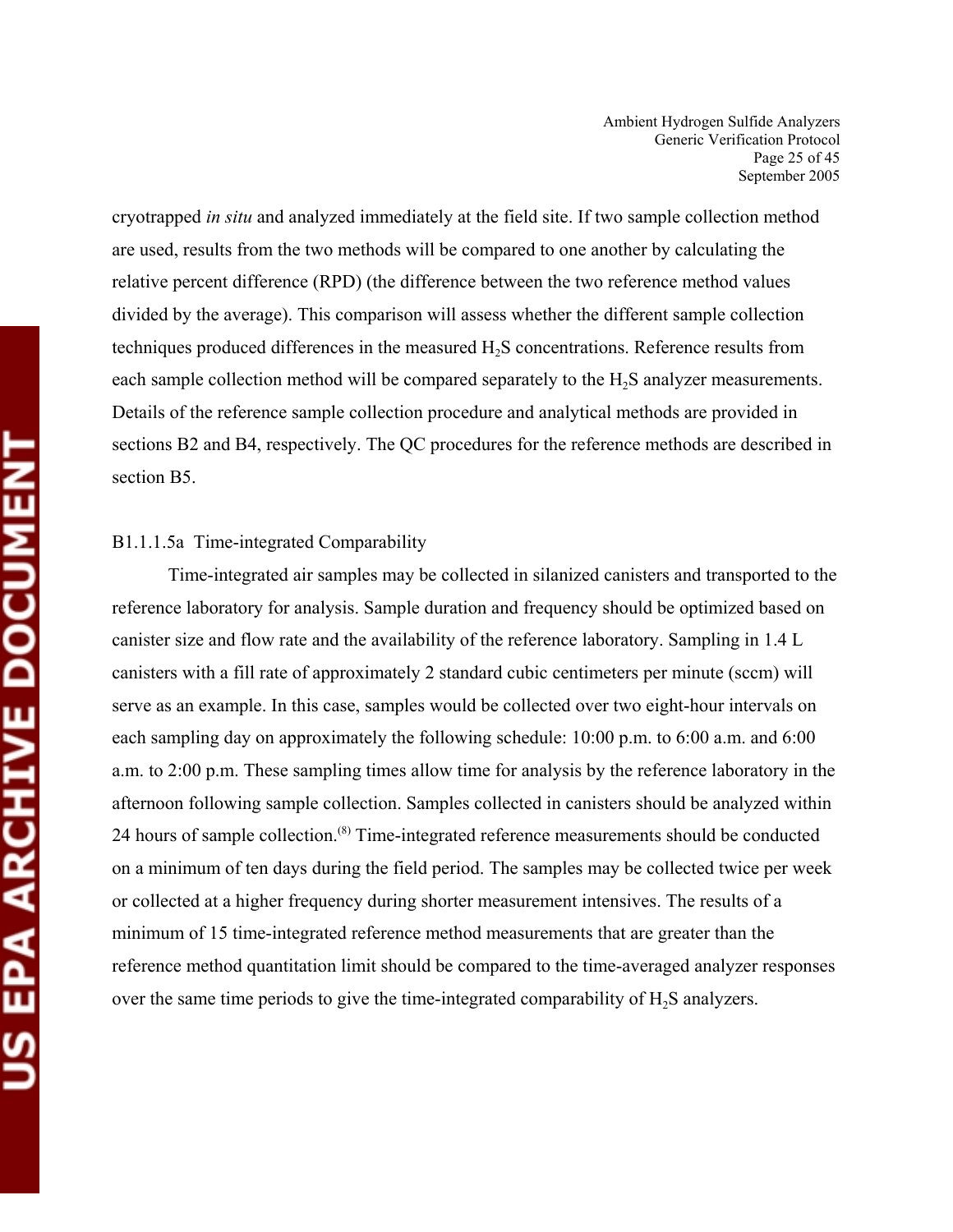cryotrapped *in situ* and analyzed immediately at the field site. If two sample collection method are used, results from the two methods will be compared to one another by calculating the relative percent difference (RPD) (the difference between the two reference method values divided by the average). This comparison will assess whether the different sample collection techniques produced differences in the measured $H_2S$ concentrations. Reference results from each sample collection method will be compared separately to the $H_2S$ analyzer measurements. Details of the reference sample collection procedure and analytical methods are provided in sections B2 and B4, respectively. The QC procedures for the reference methods are described in section B5.

B1.1.1.5a Time-integrated Comparability

Time-integrated air samples may be collected in silanized canisters and transported to the reference laboratory for analysis. Sample duration and frequency should be optimized based on canister size and flow rate and the availability of the reference laboratory. Sampling in 1.4 L canisters with a fill rate of approximately 2 standard cubic centimeters per minute (sccm) will serve as an example. In this case, samples would be collected over two eight-hour intervals on each sampling day on approximately the following schedule: 10:00 p.m. to 6:00 a.m. and 6:00 a.m. to 2:00 p.m. These sampling times allow time for analysis by the reference laboratory in the afternoon following sample collection. Samples collected in canisters should be analyzed within 24 hours of sample collection.[8] Time-integrated reference measurements should be conducted on a minimum of ten days during the field period. The samples may be collected twice per week or collected at a higher frequency during shorter measurement intensives. The results of a minimum of 15 time-integrated reference method measurements that are greater than the reference method quantitation limit should be compared to the time-averaged analyzer responses over the same time periods to give the time-integrated comparability of $H_2S$ analyzers.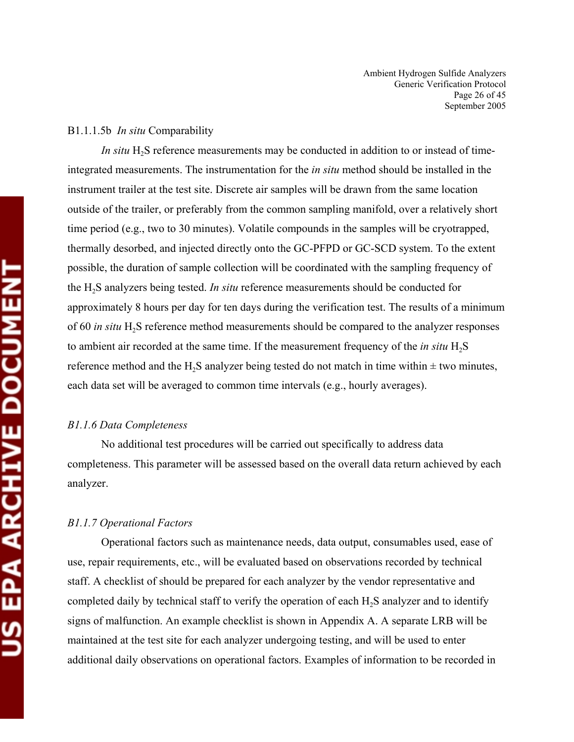B1.1.1.5b *In situ* Comparability

*In situ* $H_2S$ reference measurements may be conducted in addition to or instead of time-integrated measurements. The instrumentation for the *in situ* method should be installed in the instrument trailer at the test site. Discrete air samples will be drawn from the same location outside of the trailer, or preferably from the common sampling manifold, over a relatively short time period (e.g., two to 30 minutes). Volatile compounds in the samples will be cryotrapped, thermally desorbed, and injected directly onto the GC-PFPD or GC-SCD system. To the extent possible, the duration of sample collection will be coordinated with the sampling frequency of the $H_2S$ analyzers being tested. *In situ* reference measurements should be conducted for approximately 8 hours per day for ten days during the verification test. The results of a minimum of 60 *in situ* $H_2S$ reference method measurements should be compared to the analyzer responses to ambient air recorded at the same time. If the measurement frequency of the *in situ* $H_2S$ reference method and the $H_2S$ analyzer being tested do not match in time within ± two minutes, each data set will be averaged to common time intervals (e.g., hourly averages).

*B1.1.6 Data Completeness*

No additional test procedures will be carried out specifically to address data completeness. This parameter will be assessed based on the overall data return achieved by each analyzer.

*B1.1.7 Operational Factors*

Operational factors such as maintenance needs, data output, consumables used, ease of use, repair requirements, etc., will be evaluated based on observations recorded by technical staff. A checklist of should be prepared for each analyzer by the vendor representative and completed daily by technical staff to verify the operation of each $H_2S$ analyzer and to identify signs of malfunction. An example checklist is shown in Appendix A. A separate LRB will be maintained at the test site for each analyzer undergoing testing, and will be used to enter additional daily observations on operational factors. Examples of information to be recorded in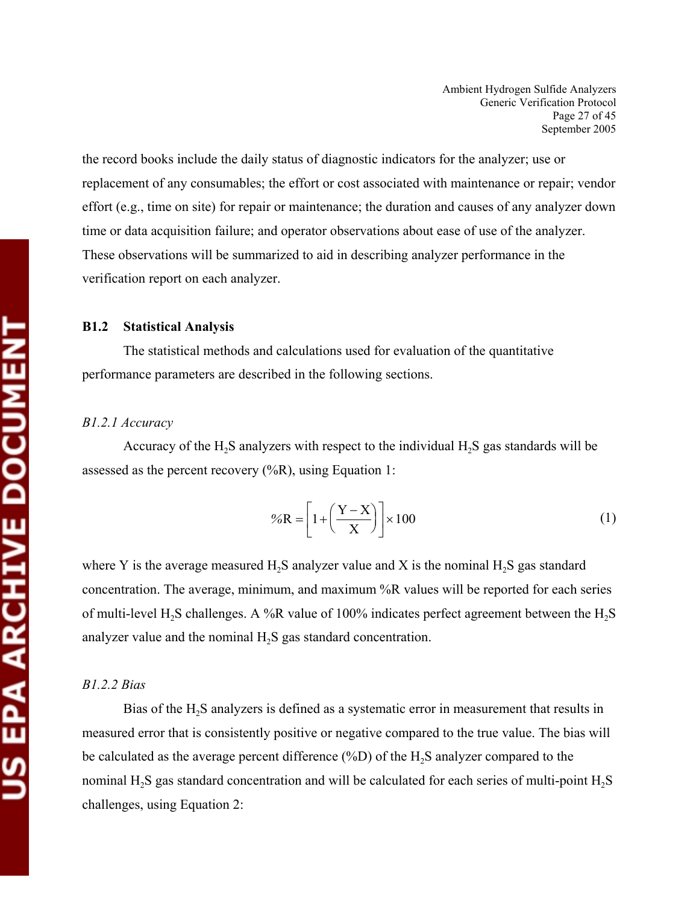the record books include the daily status of diagnostic indicators for the analyzer; use or replacement of any consumables; the effort or cost associated with maintenance or repair; vendor effort (e.g., time on site) for repair or maintenance; the duration and causes of any analyzer down time or data acquisition failure; and operator observations about ease of use of the analyzer. These observations will be summarized to aid in describing analyzer performance in the verification report on each analyzer.

## B1.2 Statistical Analysis

The statistical methods and calculations used for evaluation of the quantitative performance parameters are described in the following sections.

### *B1.2.1 Accuracy*

Accuracy of the $H_2S$ analyzers with respect to the individual $H_2S$ gas standards will be assessed as the percent recovery (%R), using Equation 1:

$$\%R = \left[1 + \left(\frac{Y - X}{X}\right)\right] \times 100 \tag{1}$$

where Y is the average measured $H_2S$ analyzer value and X is the nominal $H_2S$ gas standard concentration. The average, minimum, and maximum %R values will be reported for each series of multi-level $H_2S$ challenges. A %R value of 100% indicates perfect agreement between the $H_2S$ analyzer value and the nominal $H_2S$ gas standard concentration.

### *B1.2.2 Bias*

Bias of the $H_2S$ analyzers is defined as a systematic error in measurement that results in measured error that is consistently positive or negative compared to the true value. The bias will be calculated as the average percent difference (%D) of the $H_2S$ analyzer compared to the nominal $H_2S$ gas standard concentration and will be calculated for each series of multi-point $H_2S$ challenges, using Equation 2: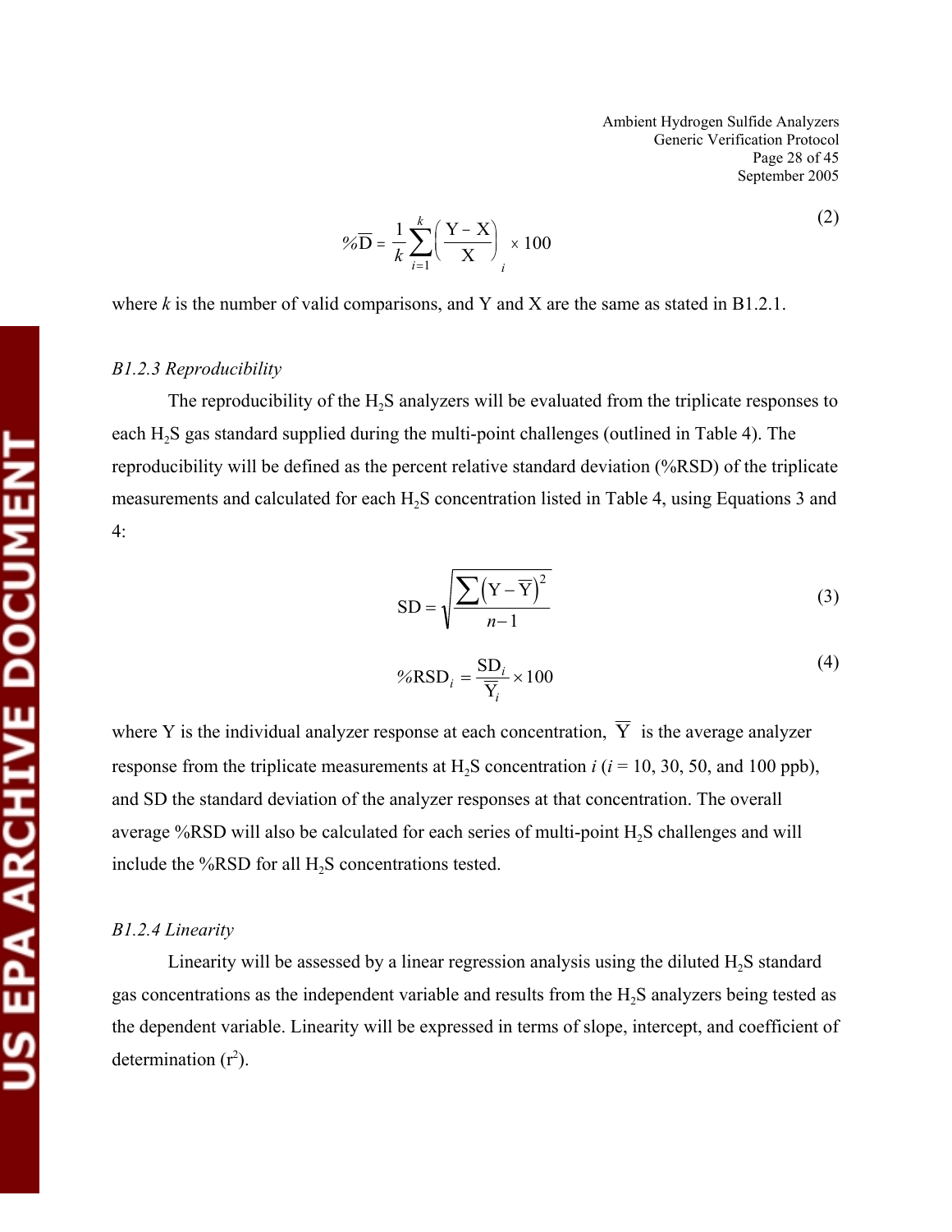$$\%\overline{D} = \frac{1}{k}\sum_{i=1}^{k}\left(\frac{Y - X}{X}\right)_i \times 100 \tag{2}$$

where $k$ is the number of valid comparisons, and Y and X are the same as stated in B1.2.1.

*B1.2.3 Reproducibility*

The reproducibility of the $H_2S$ analyzers will be evaluated from the triplicate responses to each $H_2S$ gas standard supplied during the multi-point challenges (outlined in Table 4). The reproducibility will be defined as the percent relative standard deviation (%RSD) of the triplicate measurements and calculated for each $H_2S$ concentration listed in Table 4, using Equations 3 and 4:

$$SD = \sqrt{\frac{\sum\left(Y - \overline{Y}\right)^2}{n-1}} \tag{3}$$

$$\%RSD_i = \frac{SD_i}{\overline{Y}_i} \times 100 \tag{4}$$

where Y is the individual analyzer response at each concentration, $\overline{Y}$ is the average analyzer response from the triplicate measurements at $H_2S$ concentration $i$ ($i$ = 10, 30, 50, and 100 ppb), and SD the standard deviation of the analyzer responses at that concentration. The overall average %RSD will also be calculated for each series of multi-point $H_2S$ challenges and will include the %RSD for all $H_2S$ concentrations tested.

*B1.2.4 Linearity*

Linearity will be assessed by a linear regression analysis using the diluted $H_2S$ standard gas concentrations as the independent variable and results from the $H_2S$ analyzers being tested as the dependent variable. Linearity will be expressed in terms of slope, intercept, and coefficient of determination ($r^2$).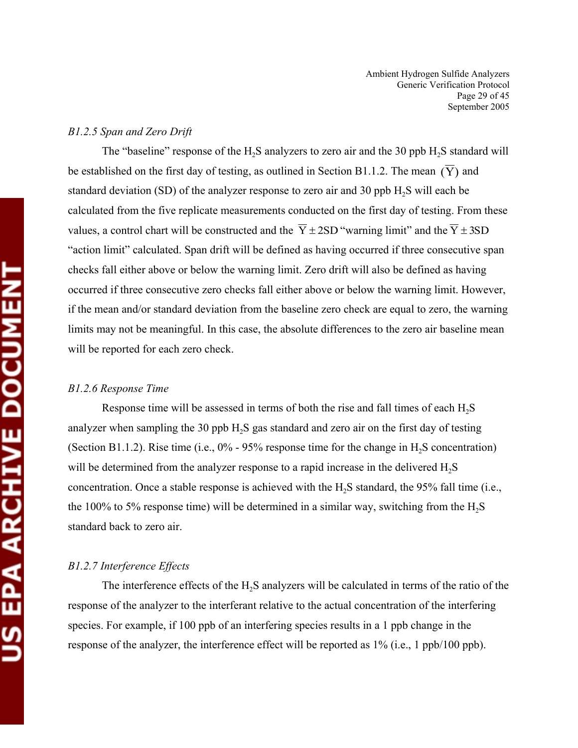*B1.2.5 Span and Zero Drift*

The "baseline" response of the $H_2S$ analyzers to zero air and the 30 ppb $H_2S$ standard will be established on the first day of testing, as outlined in Section B1.1.2. The mean $(\overline{Y})$ and standard deviation (SD) of the analyzer response to zero air and 30 ppb $H_2S$ will each be calculated from the five replicate measurements conducted on the first day of testing. From these values, a control chart will be constructed and the $\overline{Y} \pm 2SD$ "warning limit" and the $\overline{Y} \pm 3SD$ "action limit" calculated. Span drift will be defined as having occurred if three consecutive span checks fall either above or below the warning limit. Zero drift will also be defined as having occurred if three consecutive zero checks fall either above or below the warning limit. However, if the mean and/or standard deviation from the baseline zero check are equal to zero, the warning limits may not be meaningful. In this case, the absolute differences to the zero air baseline mean will be reported for each zero check.

*B1.2.6 Response Time*

Response time will be assessed in terms of both the rise and fall times of each $H_2S$ analyzer when sampling the 30 ppb $H_2S$ gas standard and zero air on the first day of testing (Section B1.1.2). Rise time (i.e., 0% - 95% response time for the change in $H_2S$ concentration) will be determined from the analyzer response to a rapid increase in the delivered $H_2S$ concentration. Once a stable response is achieved with the $H_2S$ standard, the 95% fall time (i.e., the 100% to 5% response time) will be determined in a similar way, switching from the $H_2S$ standard back to zero air.

*B1.2.7 Interference Effects*

The interference effects of the $H_2S$ analyzers will be calculated in terms of the ratio of the response of the analyzer to the interferant relative to the actual concentration of the interfering species. For example, if 100 ppb of an interfering species results in a 1 ppb change in the response of the analyzer, the interference effect will be reported as 1% (i.e., 1 ppb/100 ppb).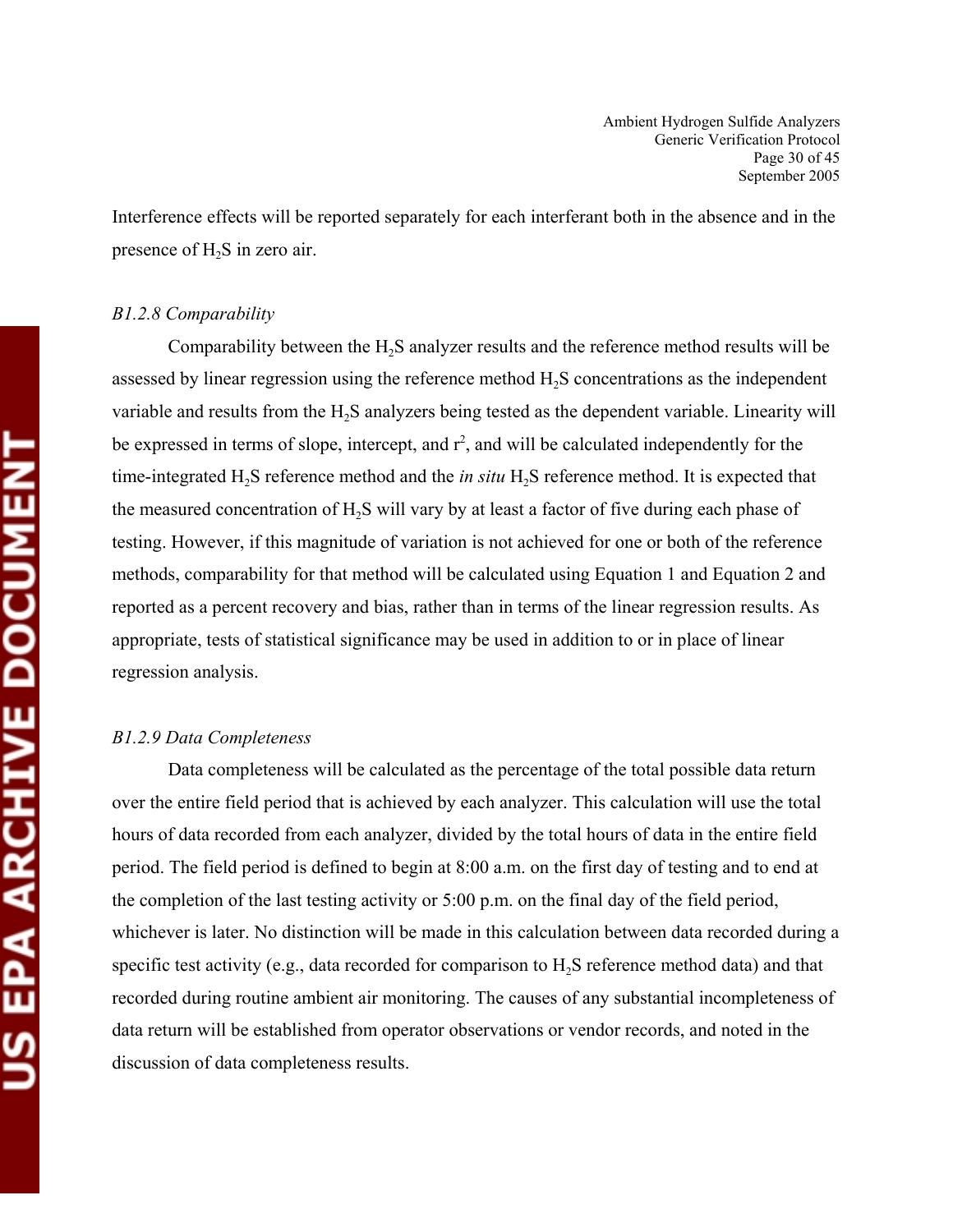Interference effects will be reported separately for each interferant both in the absence and in the presence of $H_2S$ in zero air.

*B1.2.8 Comparability*

Comparability between the $H_2S$ analyzer results and the reference method results will be assessed by linear regression using the reference method $H_2S$ concentrations as the independent variable and results from the $H_2S$ analyzers being tested as the dependent variable. Linearity will be expressed in terms of slope, intercept, and $r^2$, and will be calculated independently for the time-integrated $H_2S$ reference method and the *in situ* $H_2S$ reference method. It is expected that the measured concentration of $H_2S$ will vary by at least a factor of five during each phase of testing. However, if this magnitude of variation is not achieved for one or both of the reference methods, comparability for that method will be calculated using Equation 1 and Equation 2 and reported as a percent recovery and bias, rather than in terms of the linear regression results. As appropriate, tests of statistical significance may be used in addition to or in place of linear regression analysis.

*B1.2.9 Data Completeness*

Data completeness will be calculated as the percentage of the total possible data return over the entire field period that is achieved by each analyzer. This calculation will use the total hours of data recorded from each analyzer, divided by the total hours of data in the entire field period. The field period is defined to begin at 8:00 a.m. on the first day of testing and to end at the completion of the last testing activity or 5:00 p.m. on the final day of the field period, whichever is later. No distinction will be made in this calculation between data recorded during a specific test activity (e.g., data recorded for comparison to $H_2S$ reference method data) and that recorded during routine ambient air monitoring. The causes of any substantial incompleteness of data return will be established from operator observations or vendor records, and noted in the discussion of data completeness results.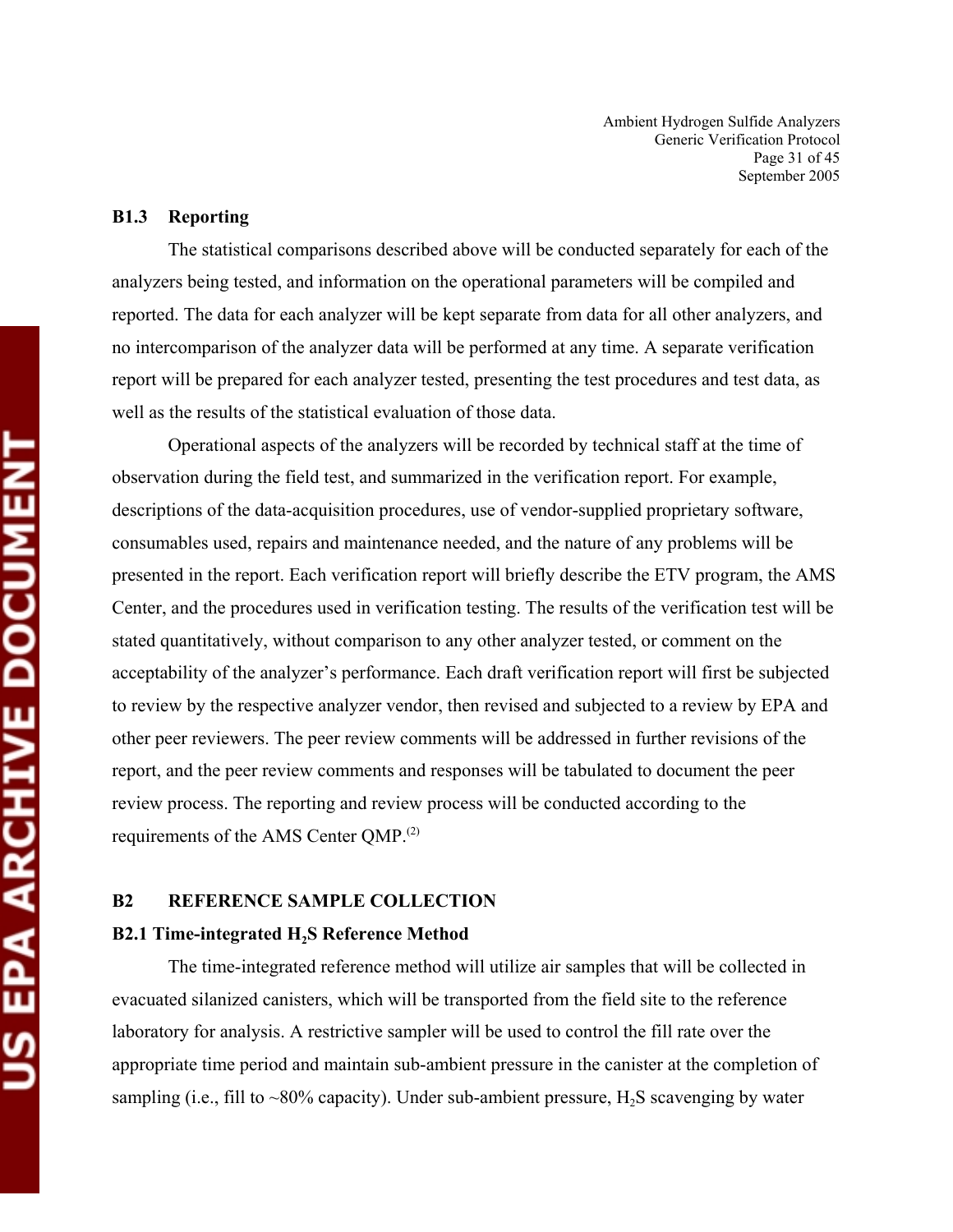### B1.3 Reporting

The statistical comparisons described above will be conducted separately for each of the analyzers being tested, and information on the operational parameters will be compiled and reported. The data for each analyzer will be kept separate from data for all other analyzers, and no intercomparison of the analyzer data will be performed at any time. A separate verification report will be prepared for each analyzer tested, presenting the test procedures and test data, as well as the results of the statistical evaluation of those data.

Operational aspects of the analyzers will be recorded by technical staff at the time of observation during the field test, and summarized in the verification report. For example, descriptions of the data-acquisition procedures, use of vendor-supplied proprietary software, consumables used, repairs and maintenance needed, and the nature of any problems will be presented in the report. Each verification report will briefly describe the ETV program, the AMS Center, and the procedures used in verification testing. The results of the verification test will be stated quantitatively, without comparison to any other analyzer tested, or comment on the acceptability of the analyzer's performance. Each draft verification report will first be subjected to review by the respective analyzer vendor, then revised and subjected to a review by EPA and other peer reviewers. The peer review comments will be addressed in further revisions of the report, and the peer review comments and responses will be tabulated to document the peer review process. The reporting and review process will be conducted according to the requirements of the AMS Center QMP.[2]

## B2 REFERENCE SAMPLE COLLECTION

### B2.1 Time-integrated $H_2S$ Reference Method

The time-integrated reference method will utilize air samples that will be collected in evacuated silanized canisters, which will be transported from the field site to the reference laboratory for analysis. A restrictive sampler will be used to control the fill rate over the appropriate time period and maintain sub-ambient pressure in the canister at the completion of sampling (i.e., fill to ~80% capacity). Under sub-ambient pressure, $H_2S$ scavenging by water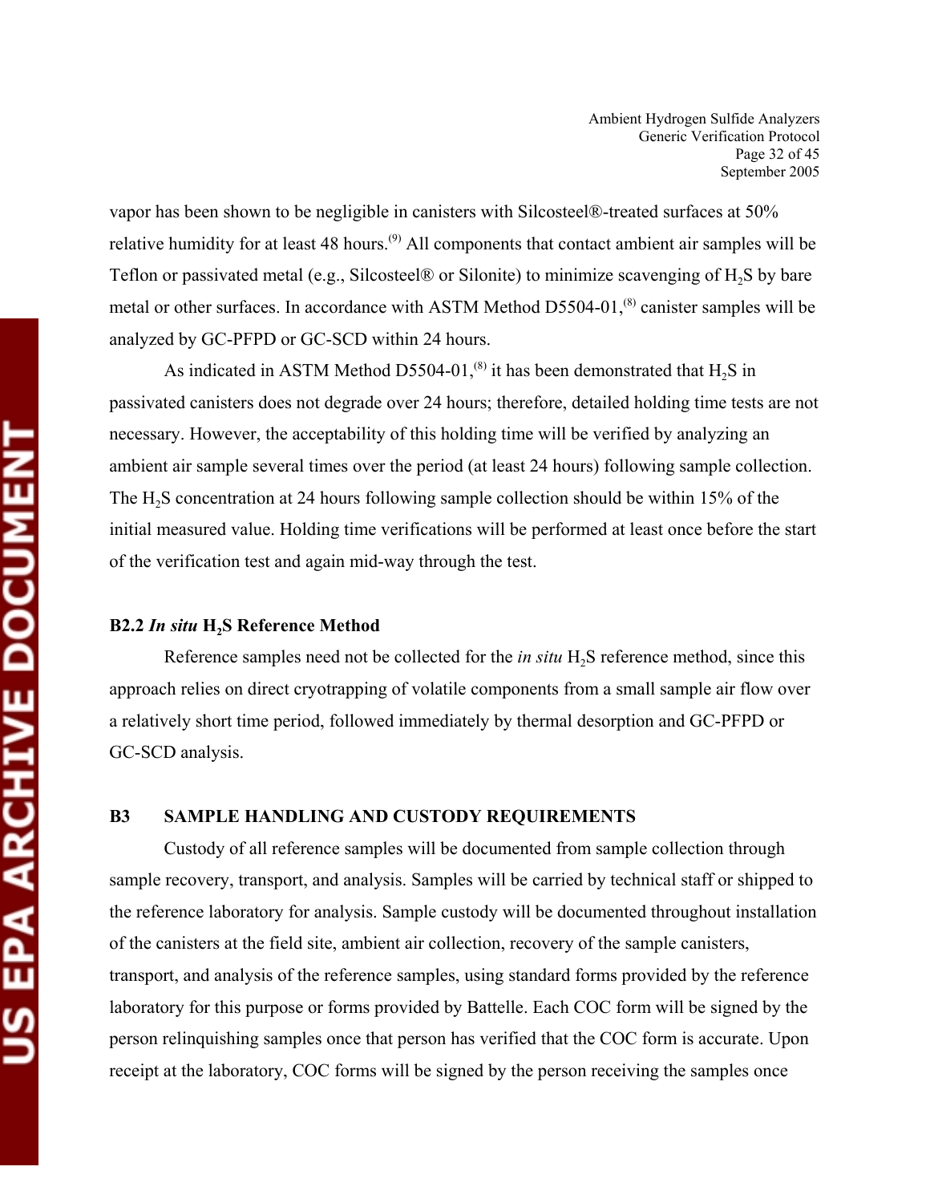vapor has been shown to be negligible in canisters with Silcosteel®-treated surfaces at 50% relative humidity for at least 48 hours.[9] All components that contact ambient air samples will be Teflon or passivated metal (e.g., Silcosteel® or Silonite) to minimize scavenging of $H_2S$ by bare metal or other surfaces. In accordance with ASTM Method D5504-01,[8] canister samples will be analyzed by GC-PFPD or GC-SCD within 24 hours.

As indicated in ASTM Method D5504-01,[8] it has been demonstrated that $H_2S$ in passivated canisters does not degrade over 24 hours; therefore, detailed holding time tests are not necessary. However, the acceptability of this holding time will be verified by analyzing an ambient air sample several times over the period (at least 24 hours) following sample collection. The $H_2S$ concentration at 24 hours following sample collection should be within 15% of the initial measured value. Holding time verifications will be performed at least once before the start of the verification test and again mid-way through the test.

### B2.2 *In situ* $H_2S$ Reference Method

Reference samples need not be collected for the *in situ* $H_2S$ reference method, since this approach relies on direct cryotrapping of volatile components from a small sample air flow over a relatively short time period, followed immediately by thermal desorption and GC-PFPD or GC-SCD analysis.

## B3 SAMPLE HANDLING AND CUSTODY REQUIREMENTS

Custody of all reference samples will be documented from sample collection through sample recovery, transport, and analysis. Samples will be carried by technical staff or shipped to the reference laboratory for analysis. Sample custody will be documented throughout installation of the canisters at the field site, ambient air collection, recovery of the sample canisters, transport, and analysis of the reference samples, using standard forms provided by the reference laboratory for this purpose or forms provided by Battelle. Each COC form will be signed by the person relinquishing samples once that person has verified that the COC form is accurate. Upon receipt at the laboratory, COC forms will be signed by the person receiving the samples once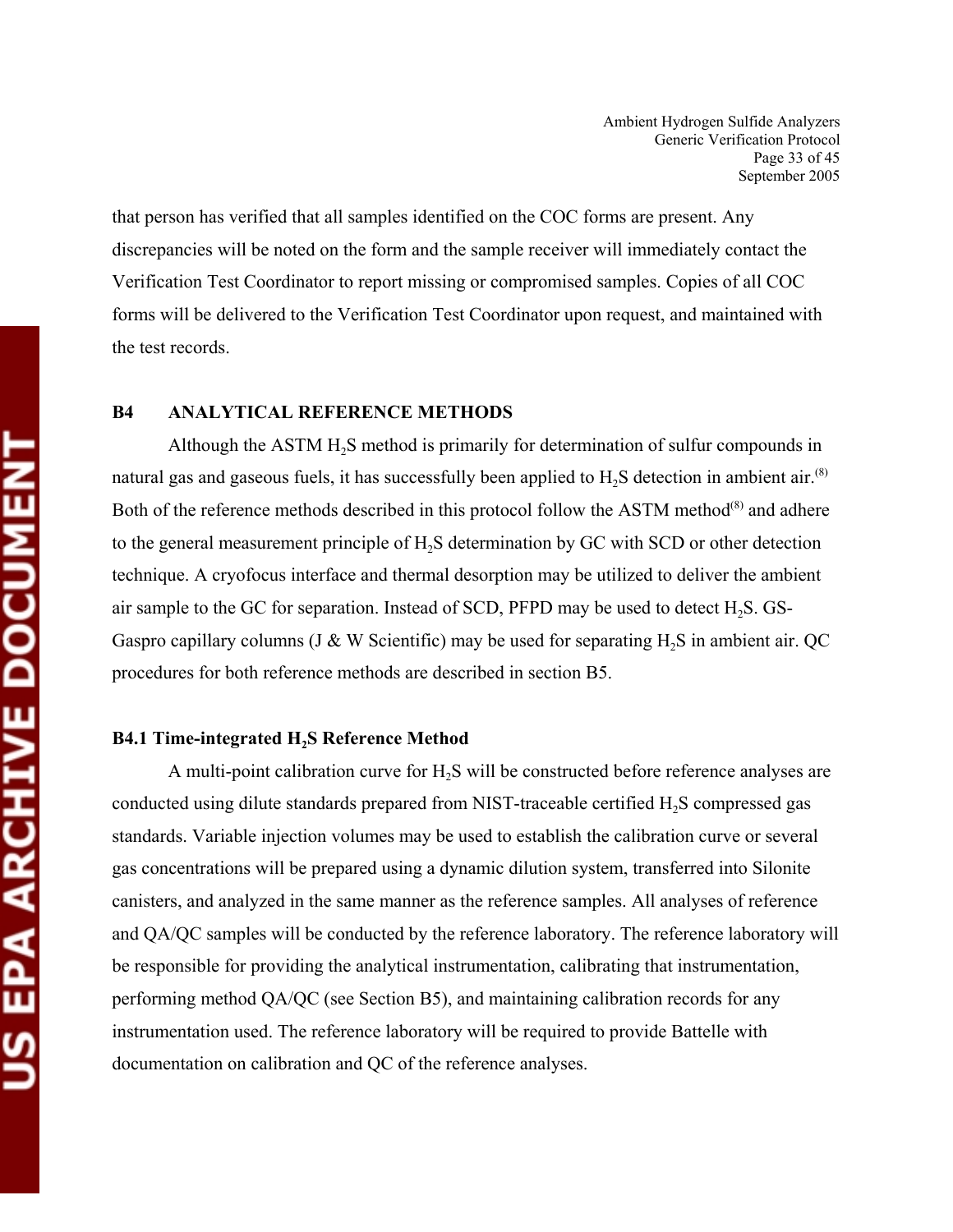that person has verified that all samples identified on the COC forms are present. Any discrepancies will be noted on the form and the sample receiver will immediately contact the Verification Test Coordinator to report missing or compromised samples. Copies of all COC forms will be delivered to the Verification Test Coordinator upon request, and maintained with the test records.

## B4 ANALYTICAL REFERENCE METHODS

Although the ASTM $H_2S$ method is primarily for determination of sulfur compounds in natural gas and gaseous fuels, it has successfully been applied to $H_2S$ detection in ambient air.[8] Both of the reference methods described in this protocol follow the ASTM method[8] and adhere to the general measurement principle of $H_2S$ determination by GC with SCD or other detection technique. A cryofocus interface and thermal desorption may be utilized to deliver the ambient air sample to the GC for separation. Instead of SCD, PFPD may be used to detect $H_2S$. GS-Gaspro capillary columns (J & W Scientific) may be used for separating $H_2S$ in ambient air. QC procedures for both reference methods are described in section B5.

### B4.1 Time-integrated $H_2S$ Reference Method

A multi-point calibration curve for $H_2S$ will be constructed before reference analyses are conducted using dilute standards prepared from NIST-traceable certified $H_2S$ compressed gas standards. Variable injection volumes may be used to establish the calibration curve or several gas concentrations will be prepared using a dynamic dilution system, transferred into Silonite canisters, and analyzed in the same manner as the reference samples. All analyses of reference and QA/QC samples will be conducted by the reference laboratory. The reference laboratory will be responsible for providing the analytical instrumentation, calibrating that instrumentation, performing method QA/QC (see Section B5), and maintaining calibration records for any instrumentation used. The reference laboratory will be required to provide Battelle with documentation on calibration and QC of the reference analyses.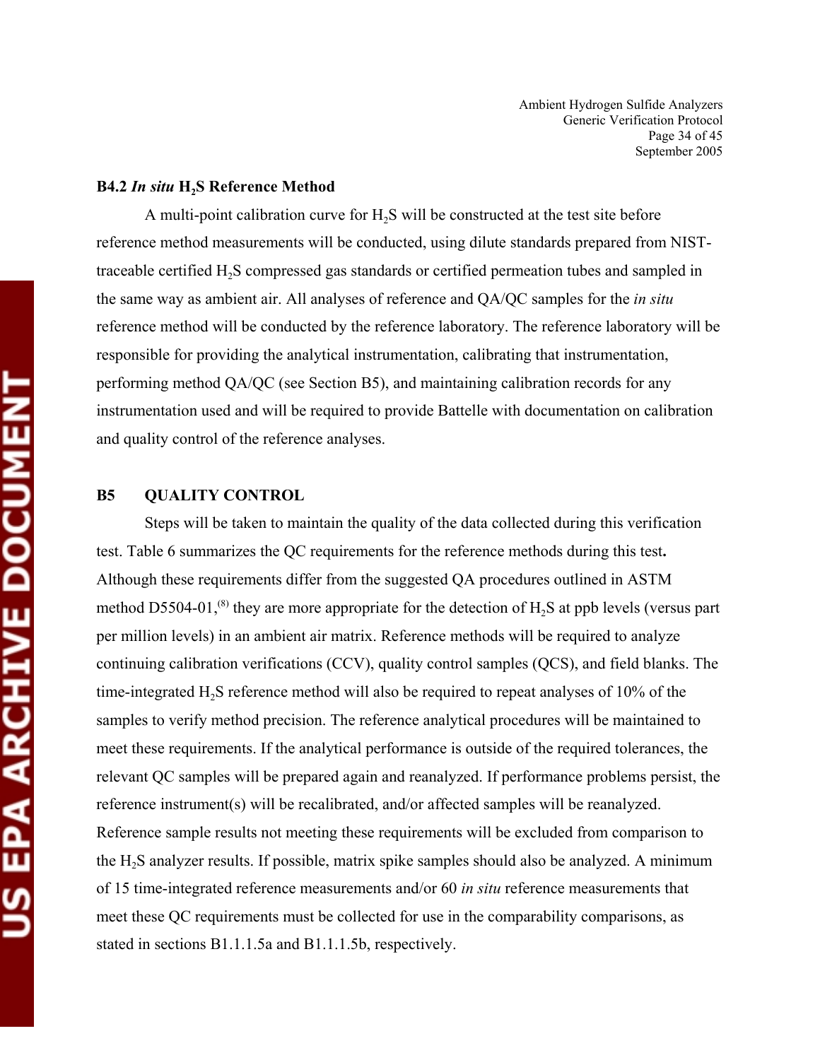### B4.2 *In situ* $H_2S$ Reference Method

A multi-point calibration curve for $H_2S$ will be constructed at the test site before reference method measurements will be conducted, using dilute standards prepared from NIST-traceable certified $H_2S$ compressed gas standards or certified permeation tubes and sampled in the same way as ambient air. All analyses of reference and QA/QC samples for the *in situ* reference method will be conducted by the reference laboratory. The reference laboratory will be responsible for providing the analytical instrumentation, calibrating that instrumentation, performing method QA/QC (see Section B5), and maintaining calibration records for any instrumentation used and will be required to provide Battelle with documentation on calibration and quality control of the reference analyses.

## B5 QUALITY CONTROL

Steps will be taken to maintain the quality of the data collected during this verification test. Table 6 summarizes the QC requirements for the reference methods during this test**.** Although these requirements differ from the suggested QA procedures outlined in ASTM method D5504-01,[8] they are more appropriate for the detection of $H_2S$ at ppb levels (versus part per million levels) in an ambient air matrix. Reference methods will be required to analyze continuing calibration verifications (CCV), quality control samples (QCS), and field blanks. The time-integrated $H_2S$ reference method will also be required to repeat analyses of 10% of the samples to verify method precision. The reference analytical procedures will be maintained to meet these requirements. If the analytical performance is outside of the required tolerances, the relevant QC samples will be prepared again and reanalyzed. If performance problems persist, the reference instrument(s) will be recalibrated, and/or affected samples will be reanalyzed. Reference sample results not meeting these requirements will be excluded from comparison to the $H_2S$ analyzer results. If possible, matrix spike samples should also be analyzed. A minimum of 15 time-integrated reference measurements and/or 60 *in situ* reference measurements that meet these QC requirements must be collected for use in the comparability comparisons, as stated in sections B1.1.1.5a and B1.1.1.5b, respectively.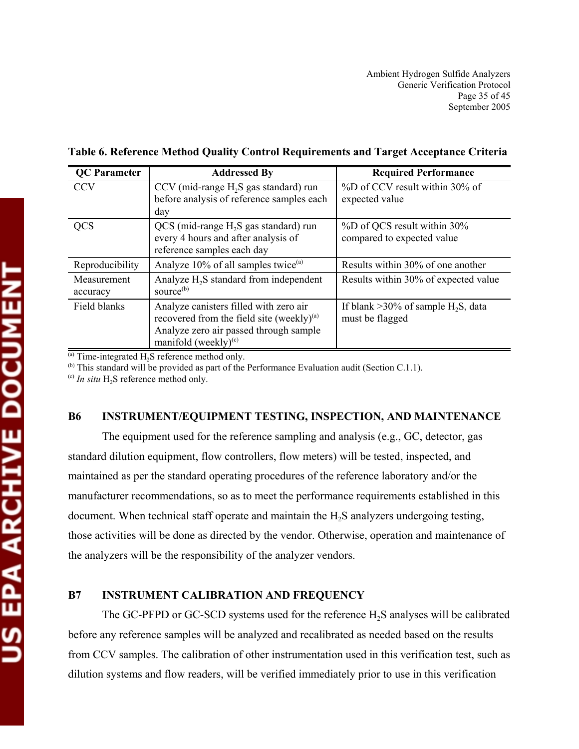**Table 6. Reference Method Quality Control Requirements and Target Acceptance Criteria**

| QC Parameter | Addressed By | Required Performance |
|---|---|---|
| CCV | CCV (mid-range $H_2S$ gas standard) run before analysis of reference samples each day | %D of CCV result within 30% of expected value |
| QCS | QCS (mid-range $H_2S$ gas standard) run every 4 hours and after analysis of reference samples each day | %D of QCS result within 30% compared to expected value |
| Reproducibility | Analyze 10% of all samples twice[a] | Results within 30% of one another |
| Measurement accuracy | Analyze $H_2S$ standard from independent source[b] | Results within 30% of expected value |
| Field blanks | Analyze canisters filled with zero air recovered from the field site (weekly)[a] Analyze zero air passed through sample manifold (weekly)[c] | If blank >30% of sample $H_2S$, data must be flagged |

[a] Time-integrated $H_2S$ reference method only.
[b] This standard will be provided as part of the Performance Evaluation audit (Section C.1.1).
[c] *In situ* $H_2S$ reference method only.

## B6 INSTRUMENT/EQUIPMENT TESTING, INSPECTION, AND MAINTENANCE

The equipment used for the reference sampling and analysis (e.g., GC, detector, gas standard dilution equipment, flow controllers, flow meters) will be tested, inspected, and maintained as per the standard operating procedures of the reference laboratory and/or the manufacturer recommendations, so as to meet the performance requirements established in this document. When technical staff operate and maintain the $H_2S$ analyzers undergoing testing, those activities will be done as directed by the vendor. Otherwise, operation and maintenance of the analyzers will be the responsibility of the analyzer vendors.

## B7 INSTRUMENT CALIBRATION AND FREQUENCY

The GC-PFPD or GC-SCD systems used for the reference $H_2S$ analyses will be calibrated before any reference samples will be analyzed and recalibrated as needed based on the results from CCV samples. The calibration of other instrumentation used in this verification test, such as dilution systems and flow readers, will be verified immediately prior to use in this verification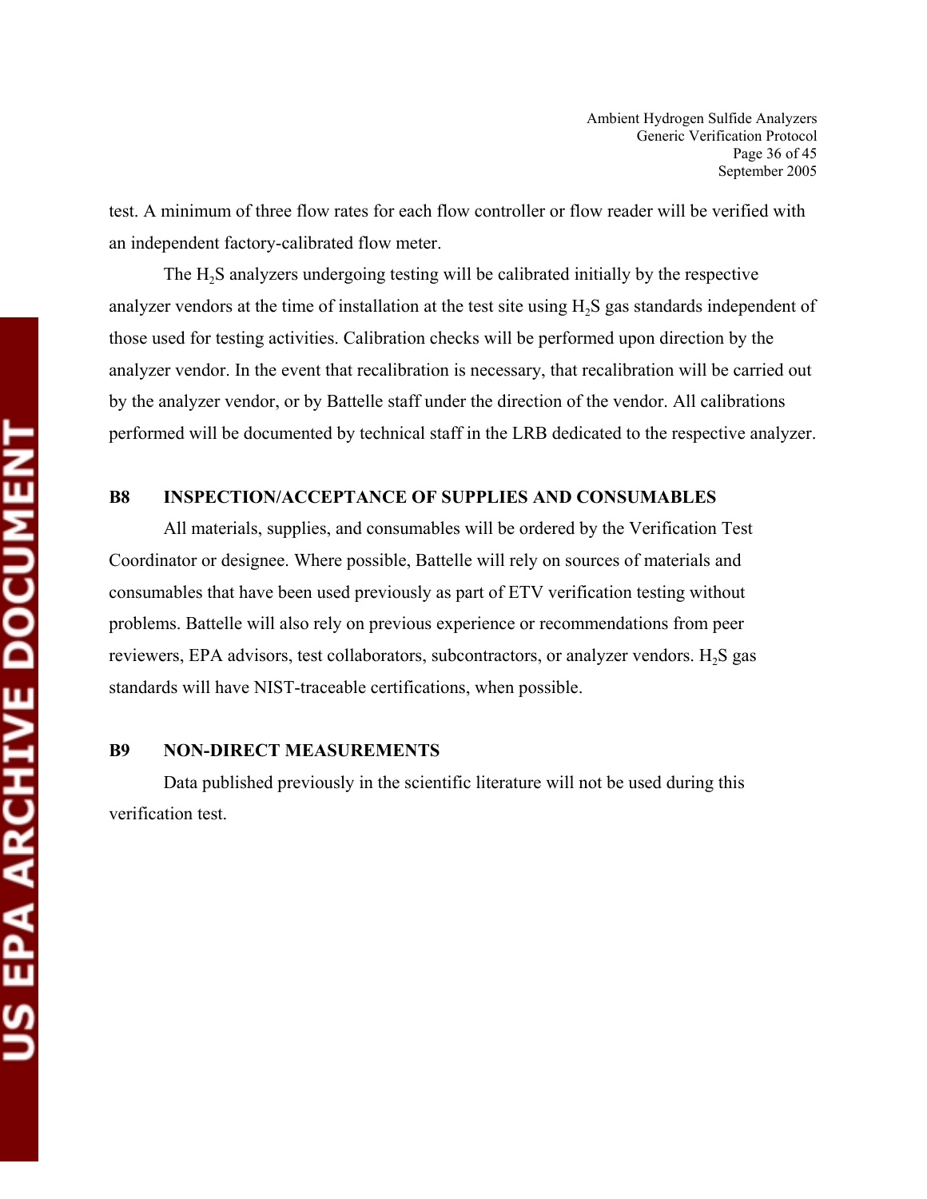test. A minimum of three flow rates for each flow controller or flow reader will be verified with an independent factory-calibrated flow meter.

The $H_2S$ analyzers undergoing testing will be calibrated initially by the respective analyzer vendors at the time of installation at the test site using $H_2S$ gas standards independent of those used for testing activities. Calibration checks will be performed upon direction by the analyzer vendor. In the event that recalibration is necessary, that recalibration will be carried out by the analyzer vendor, or by Battelle staff under the direction of the vendor. All calibrations performed will be documented by technical staff in the LRB dedicated to the respective analyzer.

## B8 INSPECTION/ACCEPTANCE OF SUPPLIES AND CONSUMABLES

All materials, supplies, and consumables will be ordered by the Verification Test Coordinator or designee. Where possible, Battelle will rely on sources of materials and consumables that have been used previously as part of ETV verification testing without problems. Battelle will also rely on previous experience or recommendations from peer reviewers, EPA advisors, test collaborators, subcontractors, or analyzer vendors. $H_2S$ gas standards will have NIST-traceable certifications, when possible.

## B9 NON-DIRECT MEASUREMENTS

Data published previously in the scientific literature will not be used during this verification test.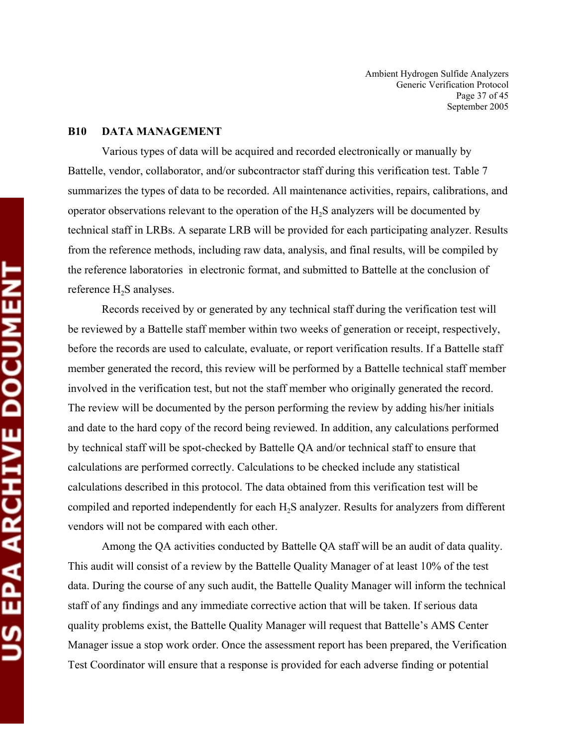## B10 DATA MANAGEMENT

Various types of data will be acquired and recorded electronically or manually by Battelle, vendor, collaborator, and/or subcontractor staff during this verification test. Table 7 summarizes the types of data to be recorded. All maintenance activities, repairs, calibrations, and operator observations relevant to the operation of the $H_2S$ analyzers will be documented by technical staff in LRBs. A separate LRB will be provided for each participating analyzer. Results from the reference methods, including raw data, analysis, and final results, will be compiled by the reference laboratories in electronic format, and submitted to Battelle at the conclusion of reference $H_2S$ analyses.

Records received by or generated by any technical staff during the verification test will be reviewed by a Battelle staff member within two weeks of generation or receipt, respectively, before the records are used to calculate, evaluate, or report verification results. If a Battelle staff member generated the record, this review will be performed by a Battelle technical staff member involved in the verification test, but not the staff member who originally generated the record. The review will be documented by the person performing the review by adding his/her initials and date to the hard copy of the record being reviewed. In addition, any calculations performed by technical staff will be spot-checked by Battelle QA and/or technical staff to ensure that calculations are performed correctly. Calculations to be checked include any statistical calculations described in this protocol. The data obtained from this verification test will be compiled and reported independently for each $H_2S$ analyzer. Results for analyzers from different vendors will not be compared with each other.

Among the QA activities conducted by Battelle QA staff will be an audit of data quality. This audit will consist of a review by the Battelle Quality Manager of at least 10% of the test data. During the course of any such audit, the Battelle Quality Manager will inform the technical staff of any findings and any immediate corrective action that will be taken. If serious data quality problems exist, the Battelle Quality Manager will request that Battelle's AMS Center Manager issue a stop work order. Once the assessment report has been prepared, the Verification Test Coordinator will ensure that a response is provided for each adverse finding or potential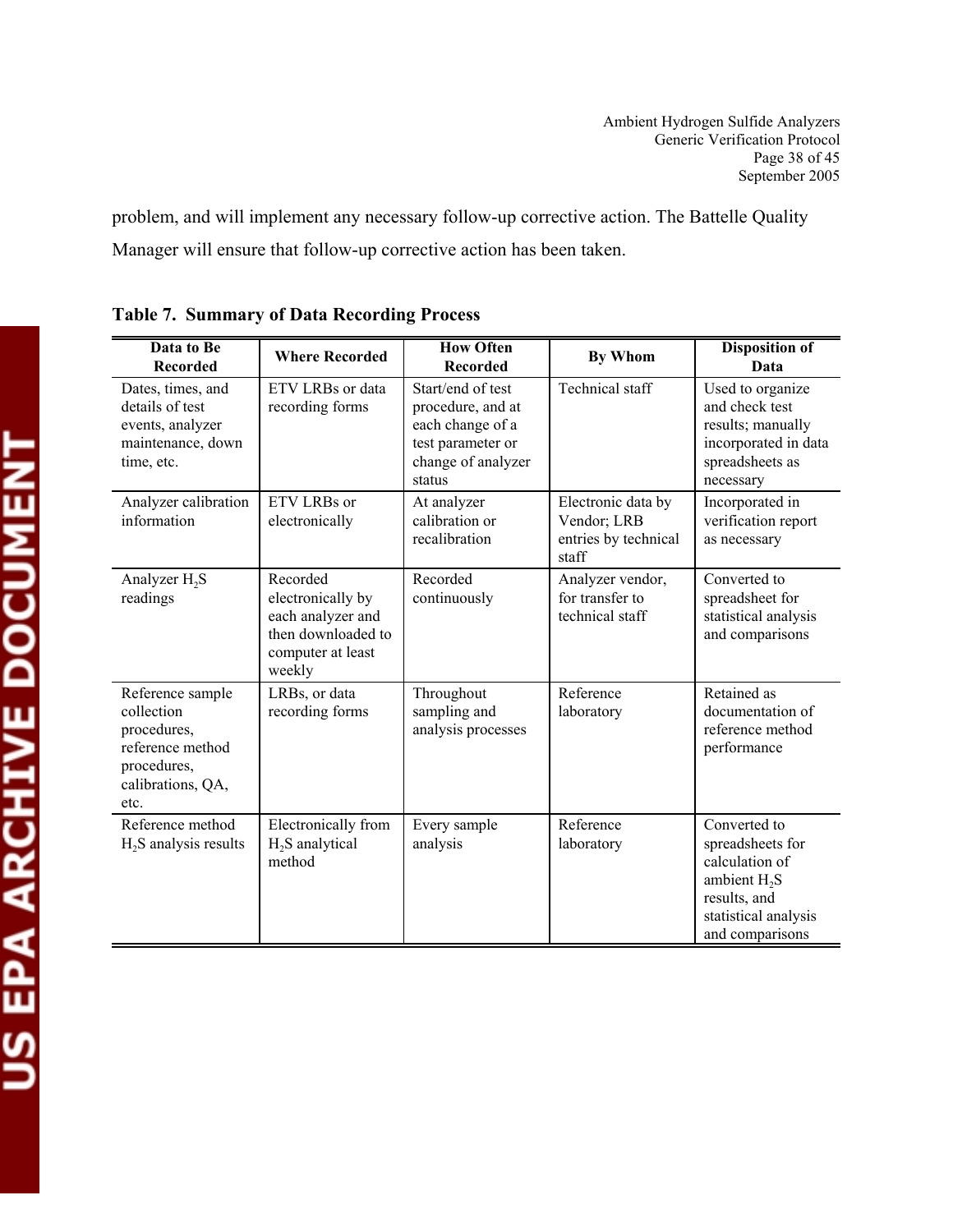problem, and will implement any necessary follow-up corrective action. The Battelle Quality Manager will ensure that follow-up corrective action has been taken.

**Table 7. Summary of Data Recording Process**

| Data to Be Recorded | Where Recorded | How Often Recorded | By Whom | Disposition of Data |
|---|---|---|---|---|
| Dates, times, and details of test events, analyzer maintenance, down time, etc. | ETV LRBs or data recording forms | Start/end of test procedure, and at each change of a test parameter or change of analyzer status | Technical staff | Used to organize and check test results; manually incorporated in data spreadsheets as necessary |
| Analyzer calibration information | ETV LRBs or electronically | At analyzer calibration or recalibration | Electronic data by Vendor; LRB entries by technical staff | Incorporated in verification report as necessary |
| Analyzer $H_2S$ readings | Recorded electronically by each analyzer and then downloaded to computer at least weekly | Recorded continuously | Analyzer vendor, for transfer to technical staff | Converted to spreadsheet for statistical analysis and comparisons |
| Reference sample collection procedures, reference method procedures, calibrations, QA, etc. | LRBs, or data recording forms | Throughout sampling and analysis processes | Reference laboratory | Retained as documentation of reference method performance |
| Reference method $H_2S$ analysis results | Electronically from $H_2S$ analytical method | Every sample analysis | Reference laboratory | Converted to spreadsheets for calculation of ambient $H_2S$ results, and statistical analysis and comparisons |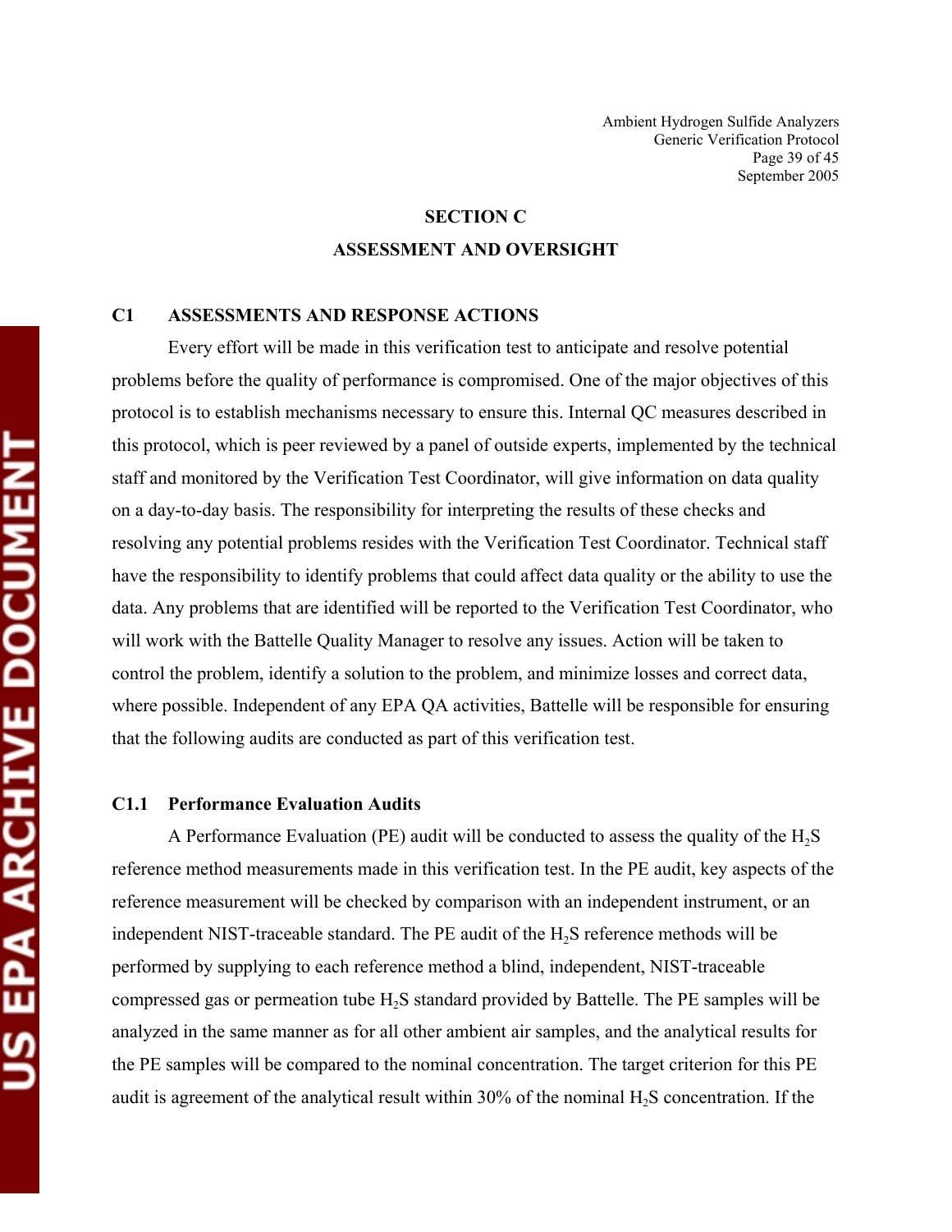# SECTION C

# ASSESSMENT AND OVERSIGHT

## C1 ASSESSMENTS AND RESPONSE ACTIONS

Every effort will be made in this verification test to anticipate and resolve potential problems before the quality of performance is compromised. One of the major objectives of this protocol is to establish mechanisms necessary to ensure this. Internal QC measures described in this protocol, which is peer reviewed by a panel of outside experts, implemented by the technical staff and monitored by the Verification Test Coordinator, will give information on data quality on a day-to-day basis. The responsibility for interpreting the results of these checks and resolving any potential problems resides with the Verification Test Coordinator. Technical staff have the responsibility to identify problems that could affect data quality or the ability to use the data. Any problems that are identified will be reported to the Verification Test Coordinator, who will work with the Battelle Quality Manager to resolve any issues. Action will be taken to control the problem, identify a solution to the problem, and minimize losses and correct data, where possible. Independent of any EPA QA activities, Battelle will be responsible for ensuring that the following audits are conducted as part of this verification test.

### C1.1 Performance Evaluation Audits

A Performance Evaluation (PE) audit will be conducted to assess the quality of the $H_2S$ reference method measurements made in this verification test. In the PE audit, key aspects of the reference measurement will be checked by comparison with an independent instrument, or an independent NIST-traceable standard. The PE audit of the $H_2S$ reference methods will be performed by supplying to each reference method a blind, independent, NIST-traceable compressed gas or permeation tube $H_2S$ standard provided by Battelle. The PE samples will be analyzed in the same manner as for all other ambient air samples, and the analytical results for the PE samples will be compared to the nominal concentration. The target criterion for this PE audit is agreement of the analytical result within 30% of the nominal $H_2S$ concentration. If the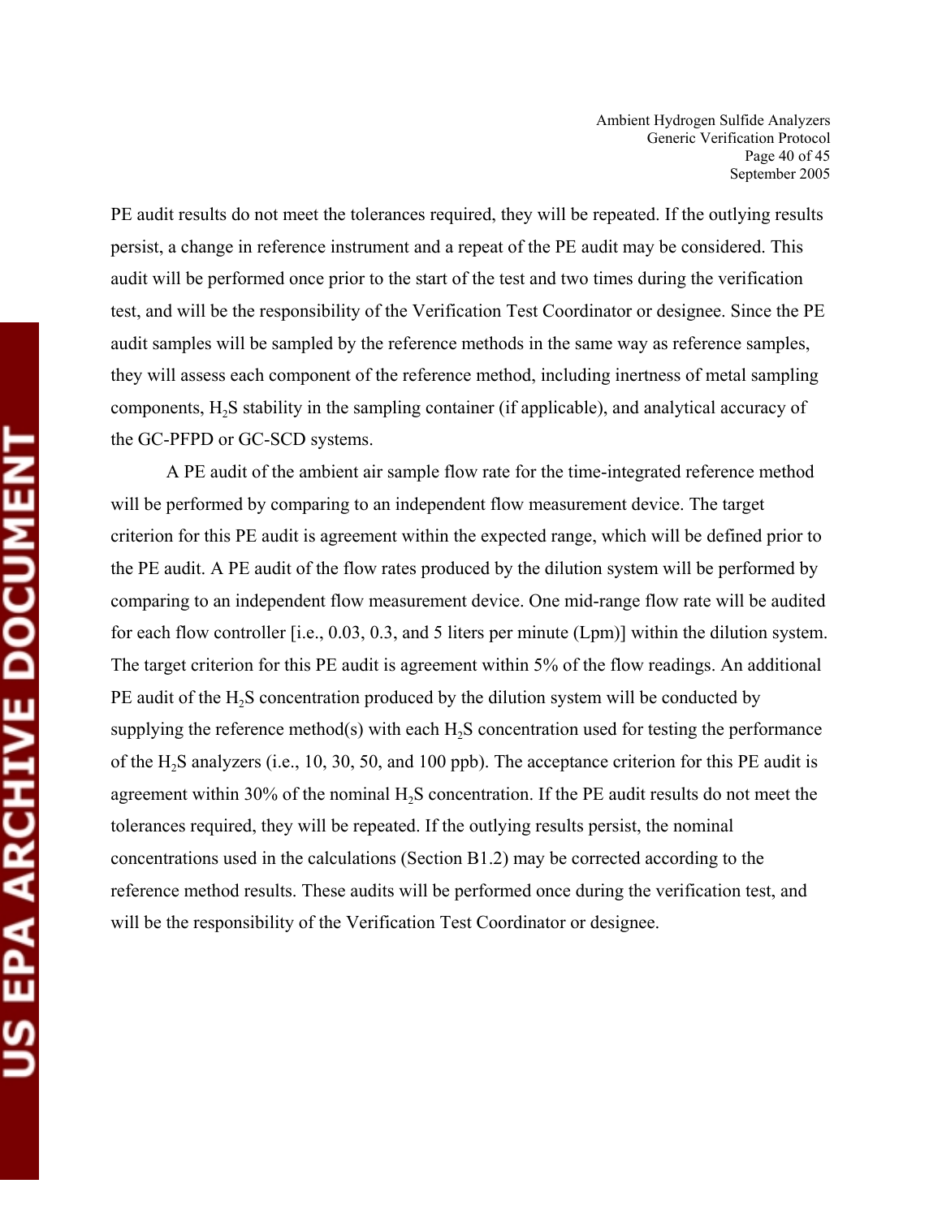PE audit results do not meet the tolerances required, they will be repeated. If the outlying results persist, a change in reference instrument and a repeat of the PE audit may be considered. This audit will be performed once prior to the start of the test and two times during the verification test, and will be the responsibility of the Verification Test Coordinator or designee. Since the PE audit samples will be sampled by the reference methods in the same way as reference samples, they will assess each component of the reference method, including inertness of metal sampling components, $H_2S$ stability in the sampling container (if applicable), and analytical accuracy of the GC-PFPD or GC-SCD systems.

A PE audit of the ambient air sample flow rate for the time-integrated reference method will be performed by comparing to an independent flow measurement device. The target criterion for this PE audit is agreement within the expected range, which will be defined prior to the PE audit. A PE audit of the flow rates produced by the dilution system will be performed by comparing to an independent flow measurement device. One mid-range flow rate will be audited for each flow controller [i.e., 0.03, 0.3, and 5 liters per minute (Lpm)] within the dilution system. The target criterion for this PE audit is agreement within 5% of the flow readings. An additional PE audit of the $H_2S$ concentration produced by the dilution system will be conducted by supplying the reference method(s) with each $H_2S$ concentration used for testing the performance of the $H_2S$ analyzers (i.e., 10, 30, 50, and 100 ppb). The acceptance criterion for this PE audit is agreement within 30% of the nominal $H_2S$ concentration. If the PE audit results do not meet the tolerances required, they will be repeated. If the outlying results persist, the nominal concentrations used in the calculations (Section B1.2) may be corrected according to the reference method results. These audits will be performed once during the verification test, and will be the responsibility of the Verification Test Coordinator or designee.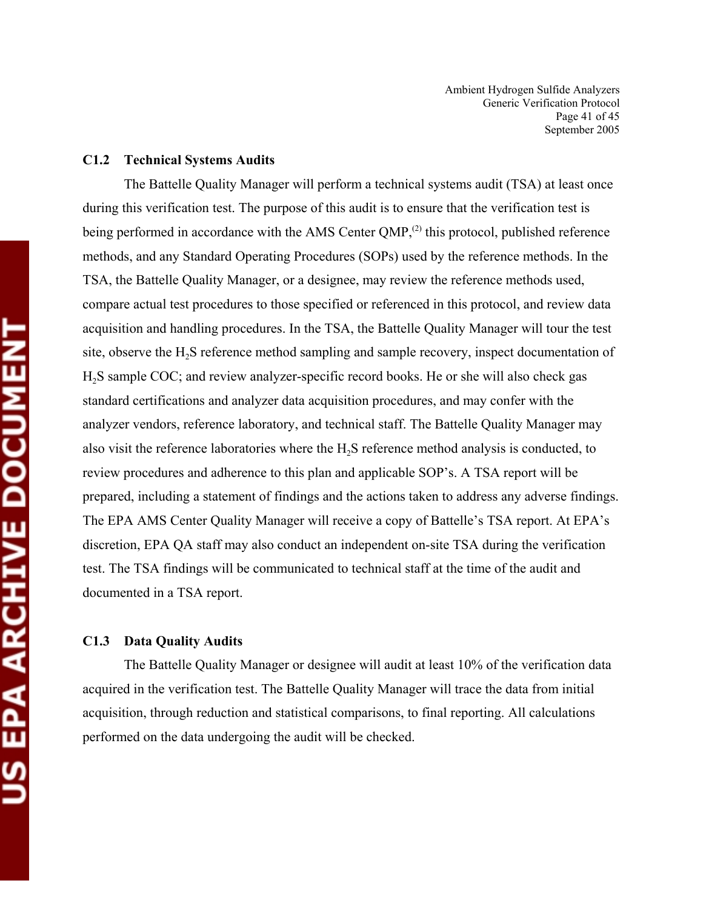### C1.2 Technical Systems Audits

The Battelle Quality Manager will perform a technical systems audit (TSA) at least once during this verification test. The purpose of this audit is to ensure that the verification test is being performed in accordance with the AMS Center QMP,[2] this protocol, published reference methods, and any Standard Operating Procedures (SOPs) used by the reference methods. In the TSA, the Battelle Quality Manager, or a designee, may review the reference methods used, compare actual test procedures to those specified or referenced in this protocol, and review data acquisition and handling procedures. In the TSA, the Battelle Quality Manager will tour the test site, observe the $H_2S$ reference method sampling and sample recovery, inspect documentation of $H_2S$ sample COC; and review analyzer-specific record books. He or she will also check gas standard certifications and analyzer data acquisition procedures, and may confer with the analyzer vendors, reference laboratory, and technical staff. The Battelle Quality Manager may also visit the reference laboratories where the $H_2S$ reference method analysis is conducted, to review procedures and adherence to this plan and applicable SOP's. A TSA report will be prepared, including a statement of findings and the actions taken to address any adverse findings. The EPA AMS Center Quality Manager will receive a copy of Battelle's TSA report. At EPA's discretion, EPA QA staff may also conduct an independent on-site TSA during the verification test. The TSA findings will be communicated to technical staff at the time of the audit and documented in a TSA report.

### C1.3 Data Quality Audits

The Battelle Quality Manager or designee will audit at least 10% of the verification data acquired in the verification test. The Battelle Quality Manager will trace the data from initial acquisition, through reduction and statistical comparisons, to final reporting. All calculations performed on the data undergoing the audit will be checked.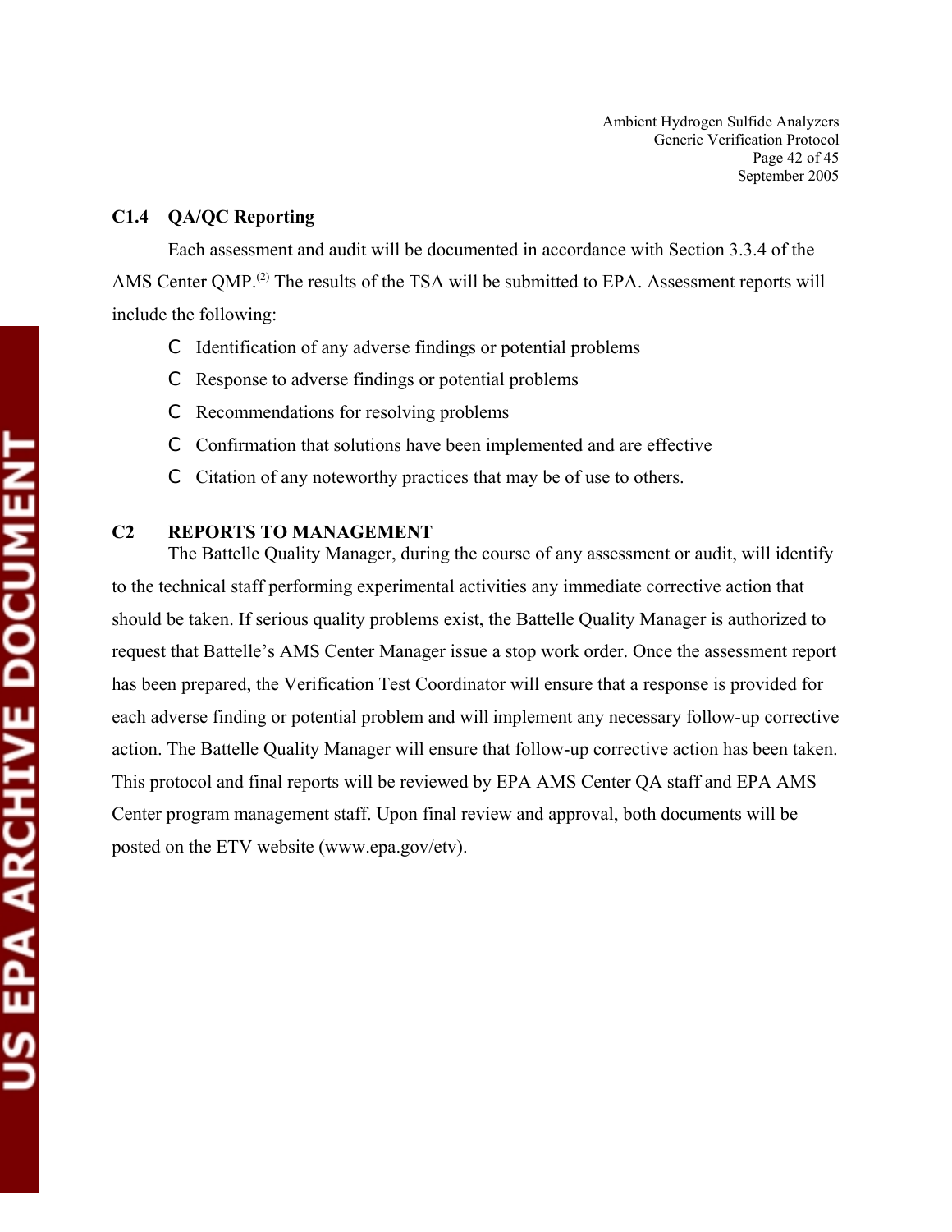### C1.4 QA/QC Reporting

Each assessment and audit will be documented in accordance with Section 3.3.4 of the AMS Center QMP.[2] The results of the TSA will be submitted to EPA. Assessment reports will include the following:

- Identification of any adverse findings or potential problems
- Response to adverse findings or potential problems
- Recommendations for resolving problems
- Confirmation that solutions have been implemented and are effective
- Citation of any noteworthy practices that may be of use to others.

## C2 REPORTS TO MANAGEMENT

The Battelle Quality Manager, during the course of any assessment or audit, will identify to the technical staff performing experimental activities any immediate corrective action that should be taken. If serious quality problems exist, the Battelle Quality Manager is authorized to request that Battelle's AMS Center Manager issue a stop work order. Once the assessment report has been prepared, the Verification Test Coordinator will ensure that a response is provided for each adverse finding or potential problem and will implement any necessary follow-up corrective action. The Battelle Quality Manager will ensure that follow-up corrective action has been taken. This protocol and final reports will be reviewed by EPA AMS Center QA staff and EPA AMS Center program management staff. Upon final review and approval, both documents will be posted on the ETV website (www.epa.gov/etv).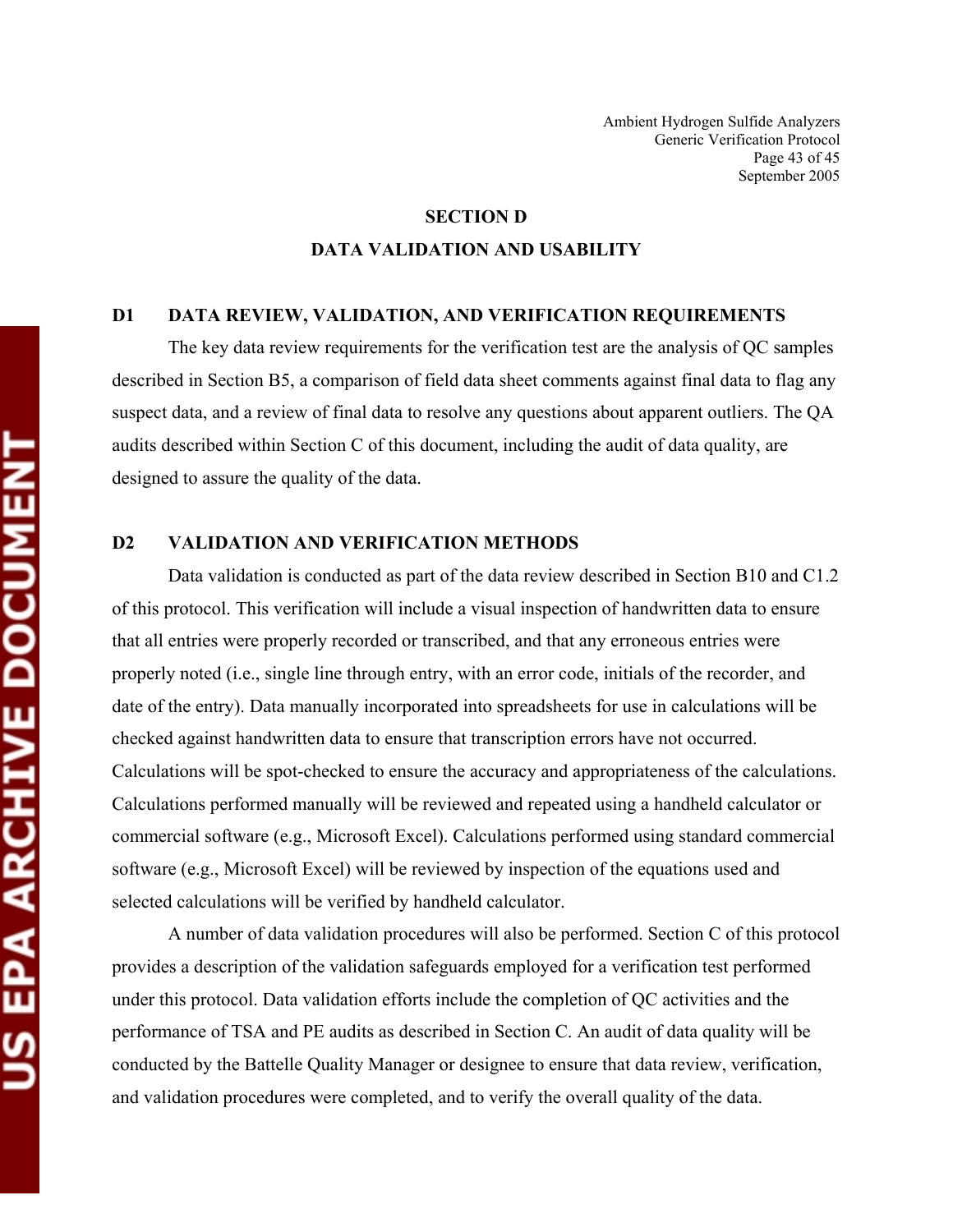# SECTION D

## DATA VALIDATION AND USABILITY

### D1 DATA REVIEW, VALIDATION, AND VERIFICATION REQUIREMENTS

The key data review requirements for the verification test are the analysis of QC samples described in Section B5, a comparison of field data sheet comments against final data to flag any suspect data, and a review of final data to resolve any questions about apparent outliers. The QA audits described within Section C of this document, including the audit of data quality, are designed to assure the quality of the data.

### D2 VALIDATION AND VERIFICATION METHODS

Data validation is conducted as part of the data review described in Section B10 and C1.2 of this protocol. This verification will include a visual inspection of handwritten data to ensure that all entries were properly recorded or transcribed, and that any erroneous entries were properly noted (i.e., single line through entry, with an error code, initials of the recorder, and date of the entry). Data manually incorporated into spreadsheets for use in calculations will be checked against handwritten data to ensure that transcription errors have not occurred. Calculations will be spot-checked to ensure the accuracy and appropriateness of the calculations. Calculations performed manually will be reviewed and repeated using a handheld calculator or commercial software (e.g., Microsoft Excel). Calculations performed using standard commercial software (e.g., Microsoft Excel) will be reviewed by inspection of the equations used and selected calculations will be verified by handheld calculator.

A number of data validation procedures will also be performed. Section C of this protocol provides a description of the validation safeguards employed for a verification test performed under this protocol. Data validation efforts include the completion of QC activities and the performance of TSA and PE audits as described in Section C. An audit of data quality will be conducted by the Battelle Quality Manager or designee to ensure that data review, verification, and validation procedures were completed, and to verify the overall quality of the data.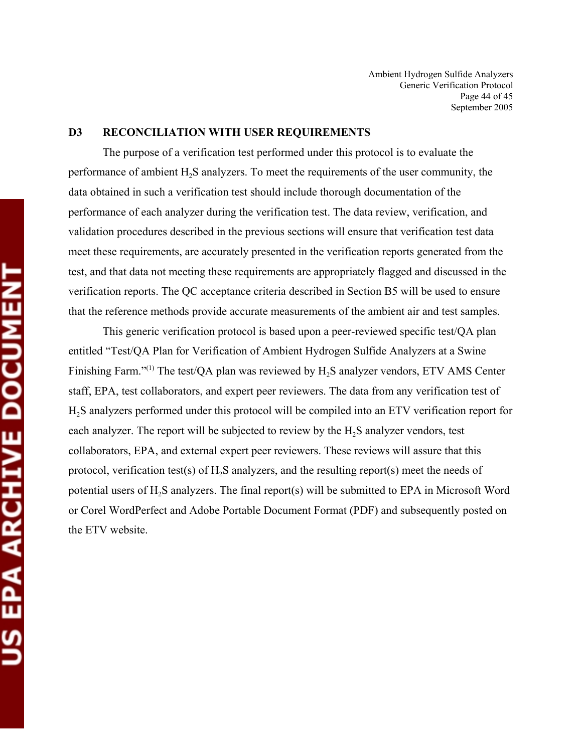## D3 RECONCILIATION WITH USER REQUIREMENTS

The purpose of a verification test performed under this protocol is to evaluate the performance of ambient $H_2S$ analyzers. To meet the requirements of the user community, the data obtained in such a verification test should include thorough documentation of the performance of each analyzer during the verification test. The data review, verification, and validation procedures described in the previous sections will ensure that verification test data meet these requirements, are accurately presented in the verification reports generated from the test, and that data not meeting these requirements are appropriately flagged and discussed in the verification reports. The QC acceptance criteria described in Section B5 will be used to ensure that the reference methods provide accurate measurements of the ambient air and test samples.

This generic verification protocol is based upon a peer-reviewed specific test/QA plan entitled "Test/QA Plan for Verification of Ambient Hydrogen Sulfide Analyzers at a Swine Finishing Farm."(1) The test/QA plan was reviewed by $H_2S$ analyzer vendors, ETV AMS Center staff, EPA, test collaborators, and expert peer reviewers. The data from any verification test of $H_2S$ analyzers performed under this protocol will be compiled into an ETV verification report for each analyzer. The report will be subjected to review by the $H_2S$ analyzer vendors, test collaborators, EPA, and external expert peer reviewers. These reviews will assure that this protocol, verification test(s) of $H_2S$ analyzers, and the resulting report(s) meet the needs of potential users of $H_2S$ analyzers. The final report(s) will be submitted to EPA in Microsoft Word or Corel WordPerfect and Adobe Portable Document Format (PDF) and subsequently posted on the ETV website.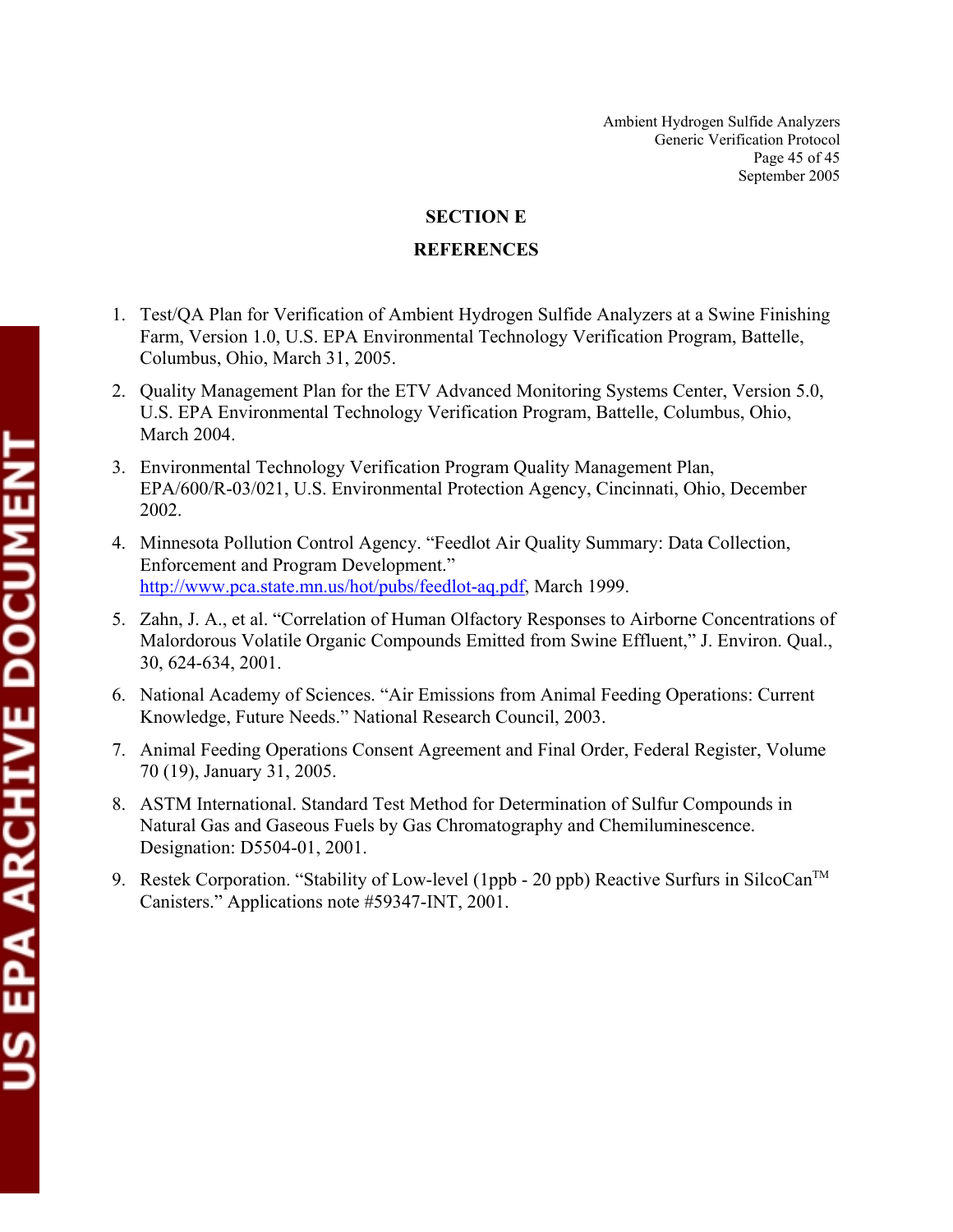## SECTION E

## REFERENCES

1. Test/QA Plan for Verification of Ambient Hydrogen Sulfide Analyzers at a Swine Finishing Farm, Version 1.0, U.S. EPA Environmental Technology Verification Program, Battelle, Columbus, Ohio, March 31, 2005.
2. Quality Management Plan for the ETV Advanced Monitoring Systems Center, Version 5.0, U.S. EPA Environmental Technology Verification Program, Battelle, Columbus, Ohio, March 2004.
3. Environmental Technology Verification Program Quality Management Plan, EPA/600/R-03/021, U.S. Environmental Protection Agency, Cincinnati, Ohio, December 2002.
4. Minnesota Pollution Control Agency. "Feedlot Air Quality Summary: Data Collection, Enforcement and Program Development." http://www.pca.state.mn.us/hot/pubs/feedlot-aq.pdf, March 1999.
5. Zahn, J. A., et al. "Correlation of Human Olfactory Responses to Airborne Concentrations of Malordorous Volatile Organic Compounds Emitted from Swine Effluent," J. Environ. Qual., 30, 624-634, 2001.
6. National Academy of Sciences. "Air Emissions from Animal Feeding Operations: Current Knowledge, Future Needs." National Research Council, 2003.
7. Animal Feeding Operations Consent Agreement and Final Order, Federal Register, Volume 70 (19), January 31, 2005.
8. ASTM International. Standard Test Method for Determination of Sulfur Compounds in Natural Gas and Gaseous Fuels by Gas Chromatography and Chemiluminescence. Designation: D5504-01, 2001.
9. Restek Corporation. "Stability of Low-level (1ppb - 20 ppb) Reactive Surfurs in SilcoCan™ Canisters." Applications note #59347-INT, 2001.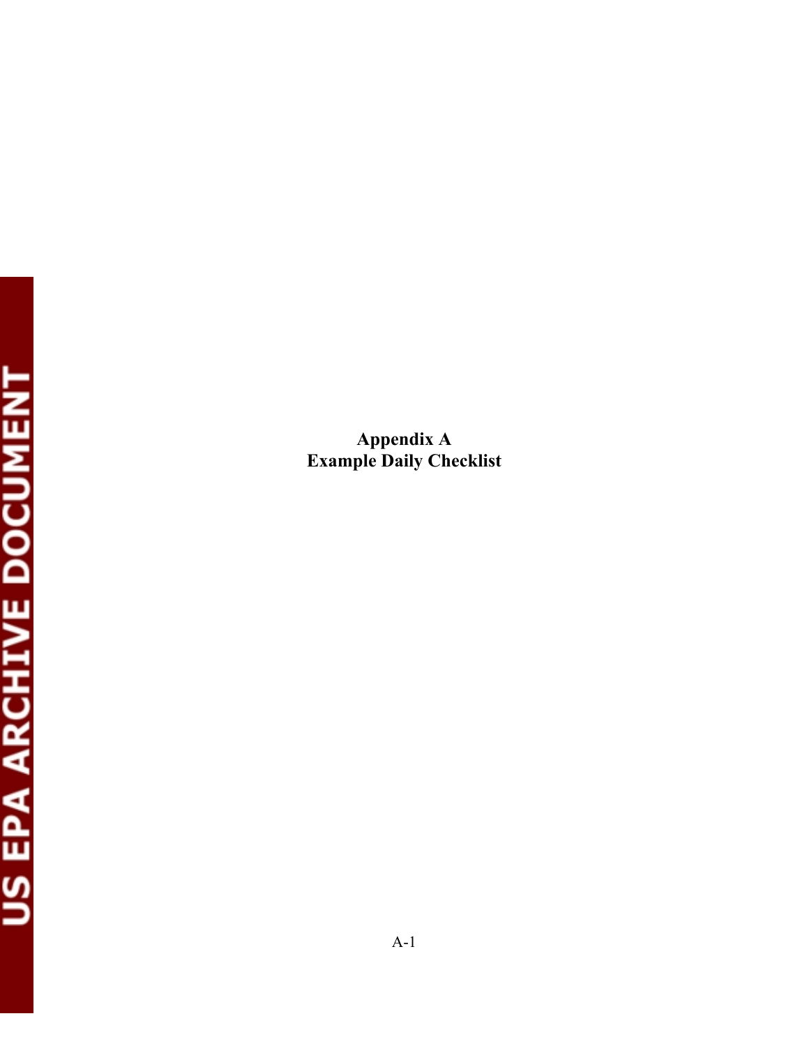# Appendix A
# Example Daily Checklist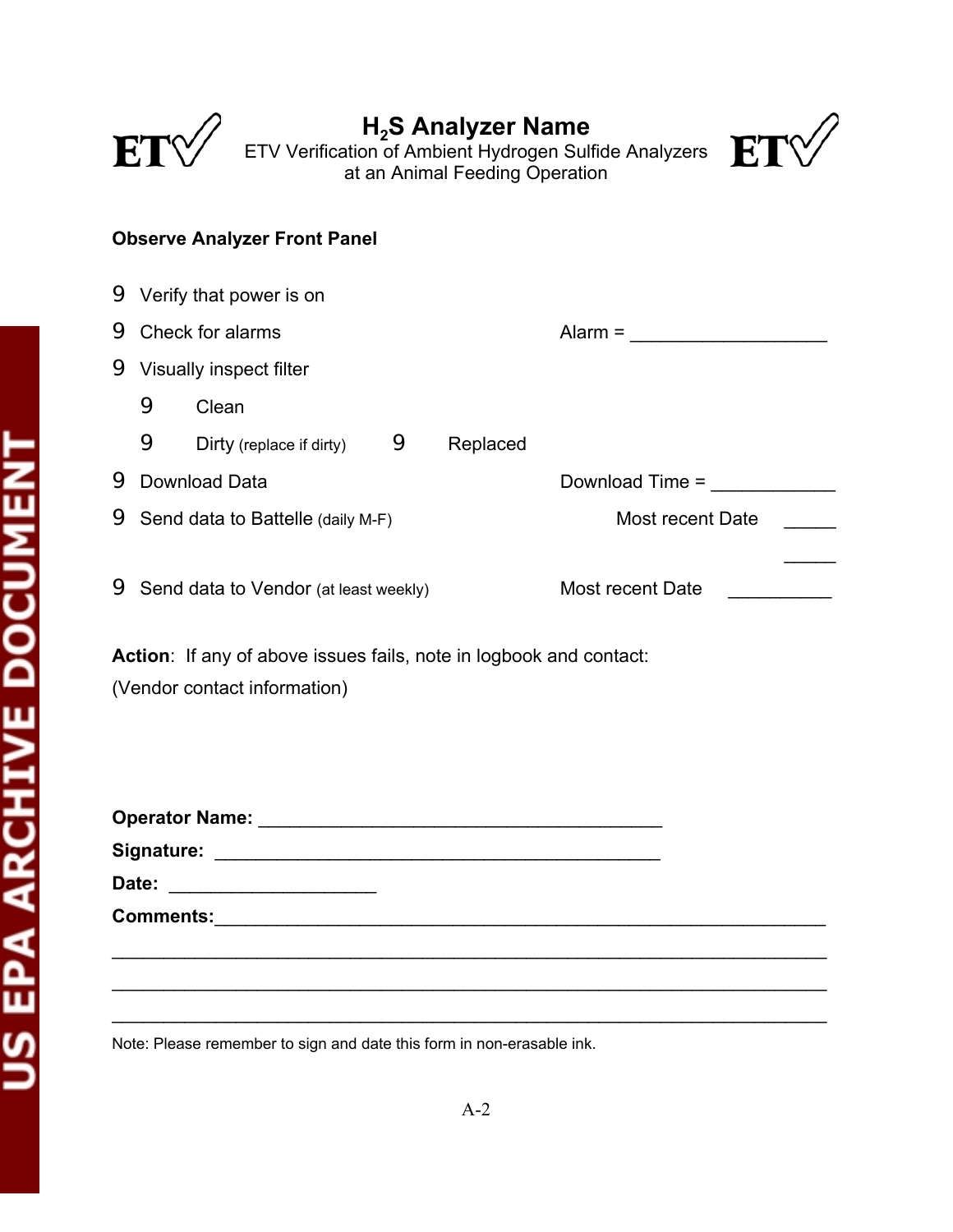# $H_2S$ Analyzer Name

ETV Verification of Ambient Hydrogen Sulfide Analyzers at an Animal Feeding Operation

**Observe Analyzer Front Panel**

9 Verify that power is on

9 Check for alarms — Alarm = ___________________

9 Visually inspect filter

- 9 Clean
- 9 Dirty (replace if dirty) 9 Replaced

9 Download Data — Download Time = ____________

9 Send data to Battelle (daily M-F) — Most recent Date _____ _____

9 Send data to Vendor (at least weekly) — Most recent Date __________

**Action**: If any of above issues fails, note in logbook and contact:

(Vendor contact information)

**Operator Name:** _______________________________________

**Signature:** ___________________________________________

**Date:** ____________________

**Comments:**_____________________________________________________________

_____________________________________________________________________

_____________________________________________________________________

_____________________________________________________________________

Note: Please remember to sign and date this form in non-erasable ink.